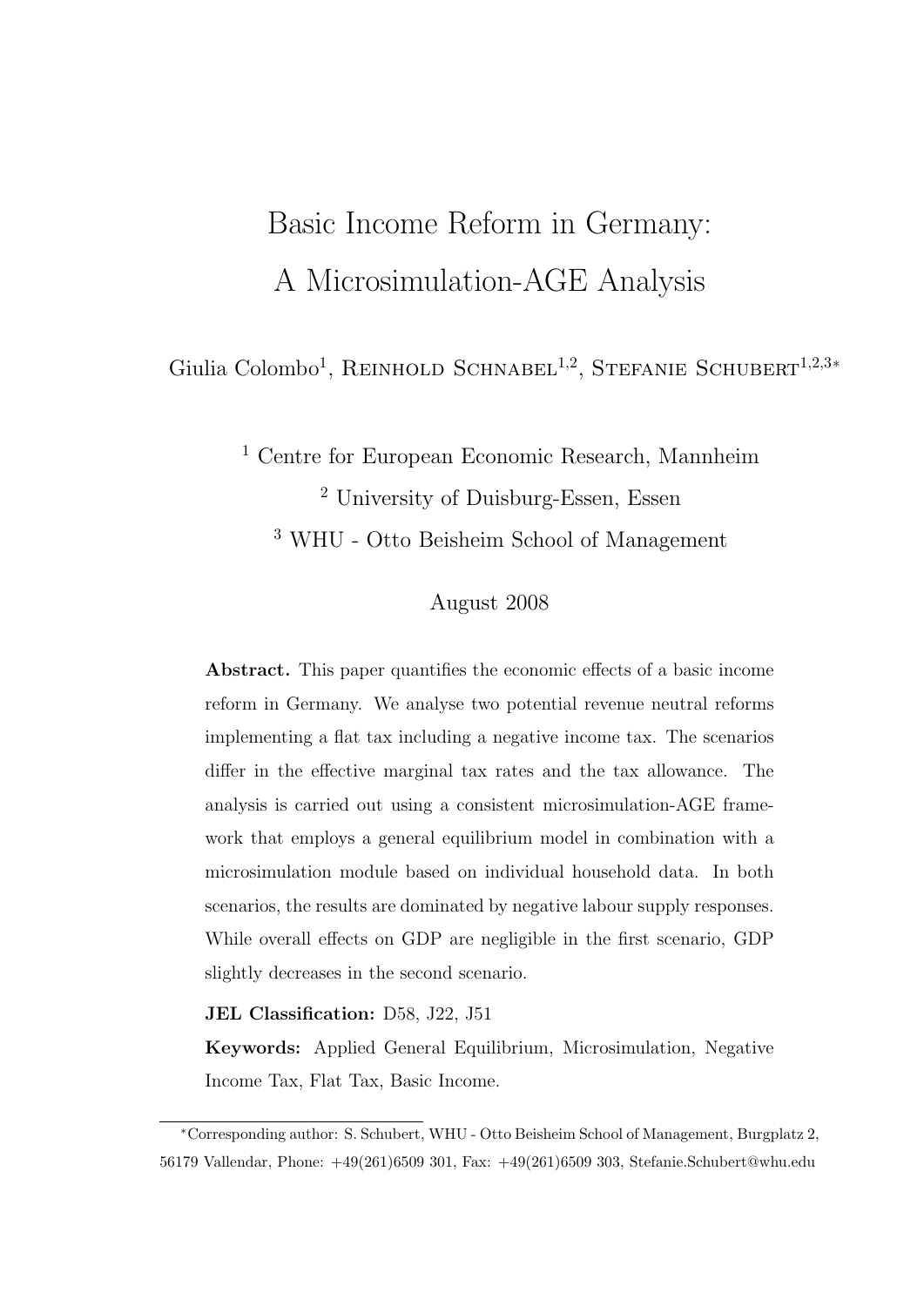# Basic Income Reform in Germany: A Microsimulation-AGE Analysis

Giulia Colombo[1], Reinhold Schnabel[1,2], Stefanie Schubert[1,2,3*]

[1] Centre for European Economic Research, Mannheim

[2] University of Duisburg-Essen, Essen

[3] WHU - Otto Beisheim School of Management

August 2008

**Abstract.** This paper quantifies the economic effects of a basic income reform in Germany. We analyse two potential revenue neutral reforms implementing a flat tax including a negative income tax. The scenarios differ in the effective marginal tax rates and the tax allowance. The analysis is carried out using a consistent microsimulation-AGE framework that employs a general equilibrium model in combination with a microsimulation module based on individual household data. In both scenarios, the results are dominated by negative labour supply responses. While overall effects on GDP are negligible in the first scenario, GDP slightly decreases in the second scenario.

**JEL Classification:** D58, J22, J51

**Keywords:** Applied General Equilibrium, Microsimulation, Negative Income Tax, Flat Tax, Basic Income.

---

*Corresponding author: S. Schubert, WHU - Otto Beisheim School of Management, Burgplatz 2, 56179 Vallendar, Phone: +49(261)6509 301, Fax: +49(261)6509 303, Stefanie.Schubert@whu.edu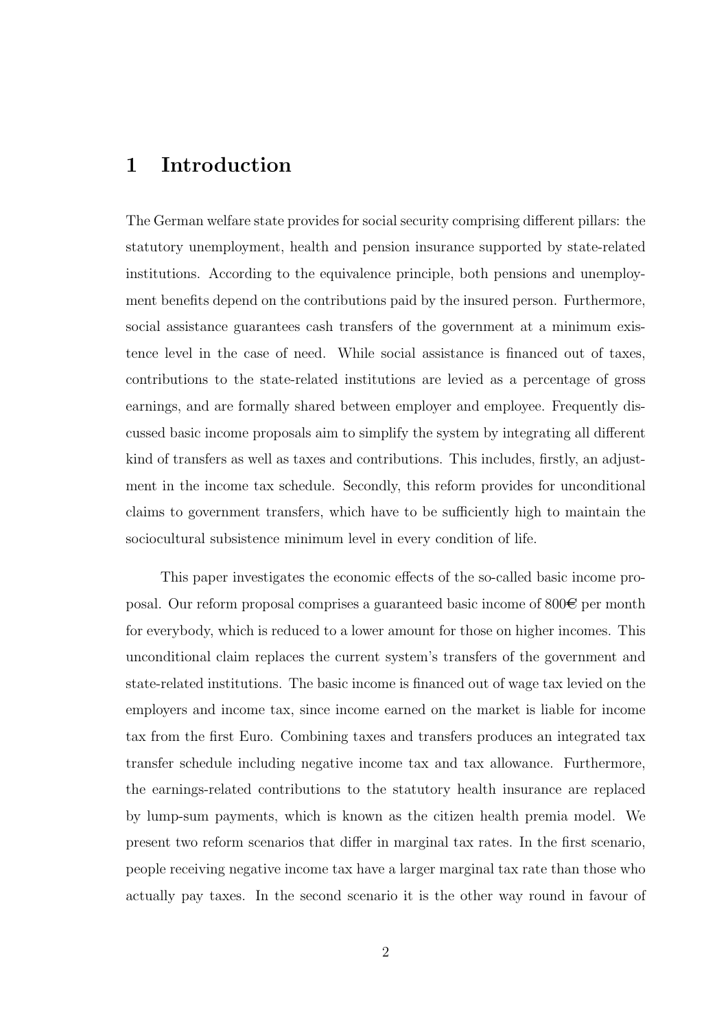# 1 Introduction

The German welfare state provides for social security comprising different pillars: the statutory unemployment, health and pension insurance supported by state-related institutions. According to the equivalence principle, both pensions and unemployment benefits depend on the contributions paid by the insured person. Furthermore, social assistance guarantees cash transfers of the government at a minimum existence level in the case of need. While social assistance is financed out of taxes, contributions to the state-related institutions are levied as a percentage of gross earnings, and are formally shared between employer and employee. Frequently discussed basic income proposals aim to simplify the system by integrating all different kind of transfers as well as taxes and contributions. This includes, firstly, an adjustment in the income tax schedule. Secondly, this reform provides for unconditional claims to government transfers, which have to be sufficiently high to maintain the sociocultural subsistence minimum level in every condition of life.

This paper investigates the economic effects of the so-called basic income proposal. Our reform proposal comprises a guaranteed basic income of 800€ per month for everybody, which is reduced to a lower amount for those on higher incomes. This unconditional claim replaces the current system's transfers of the government and state-related institutions. The basic income is financed out of wage tax levied on the employers and income tax, since income earned on the market is liable for income tax from the first Euro. Combining taxes and transfers produces an integrated tax transfer schedule including negative income tax and tax allowance. Furthermore, the earnings-related contributions to the statutory health insurance are replaced by lump-sum payments, which is known as the citizen health premia model. We present two reform scenarios that differ in marginal tax rates. In the first scenario, people receiving negative income tax have a larger marginal tax rate than those who actually pay taxes. In the second scenario it is the other way round in favour of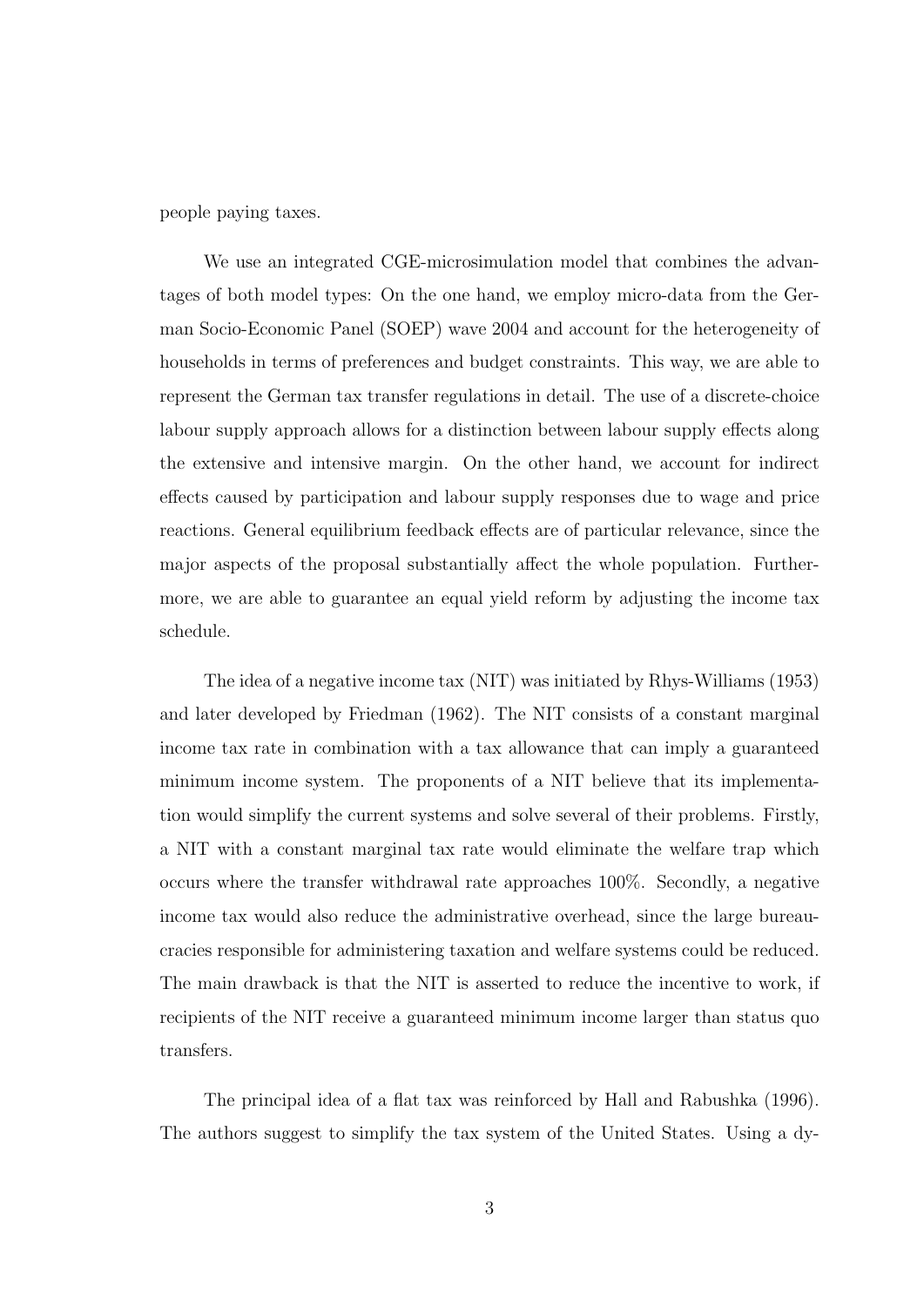people paying taxes.

We use an integrated CGE-microsimulation model that combines the advantages of both model types: On the one hand, we employ micro-data from the German Socio-Economic Panel (SOEP) wave 2004 and account for the heterogeneity of households in terms of preferences and budget constraints. This way, we are able to represent the German tax transfer regulations in detail. The use of a discrete-choice labour supply approach allows for a distinction between labour supply effects along the extensive and intensive margin. On the other hand, we account for indirect effects caused by participation and labour supply responses due to wage and price reactions. General equilibrium feedback effects are of particular relevance, since the major aspects of the proposal substantially affect the whole population. Furthermore, we are able to guarantee an equal yield reform by adjusting the income tax schedule.

The idea of a negative income tax (NIT) was initiated by Rhys-Williams (1953) and later developed by Friedman (1962). The NIT consists of a constant marginal income tax rate in combination with a tax allowance that can imply a guaranteed minimum income system. The proponents of a NIT believe that its implementation would simplify the current systems and solve several of their problems. Firstly, a NIT with a constant marginal tax rate would eliminate the welfare trap which occurs where the transfer withdrawal rate approaches 100%. Secondly, a negative income tax would also reduce the administrative overhead, since the large bureaucracies responsible for administering taxation and welfare systems could be reduced. The main drawback is that the NIT is asserted to reduce the incentive to work, if recipients of the NIT receive a guaranteed minimum income larger than status quo transfers.

The principal idea of a flat tax was reinforced by Hall and Rabushka (1996). The authors suggest to simplify the tax system of the United States. Using a dy-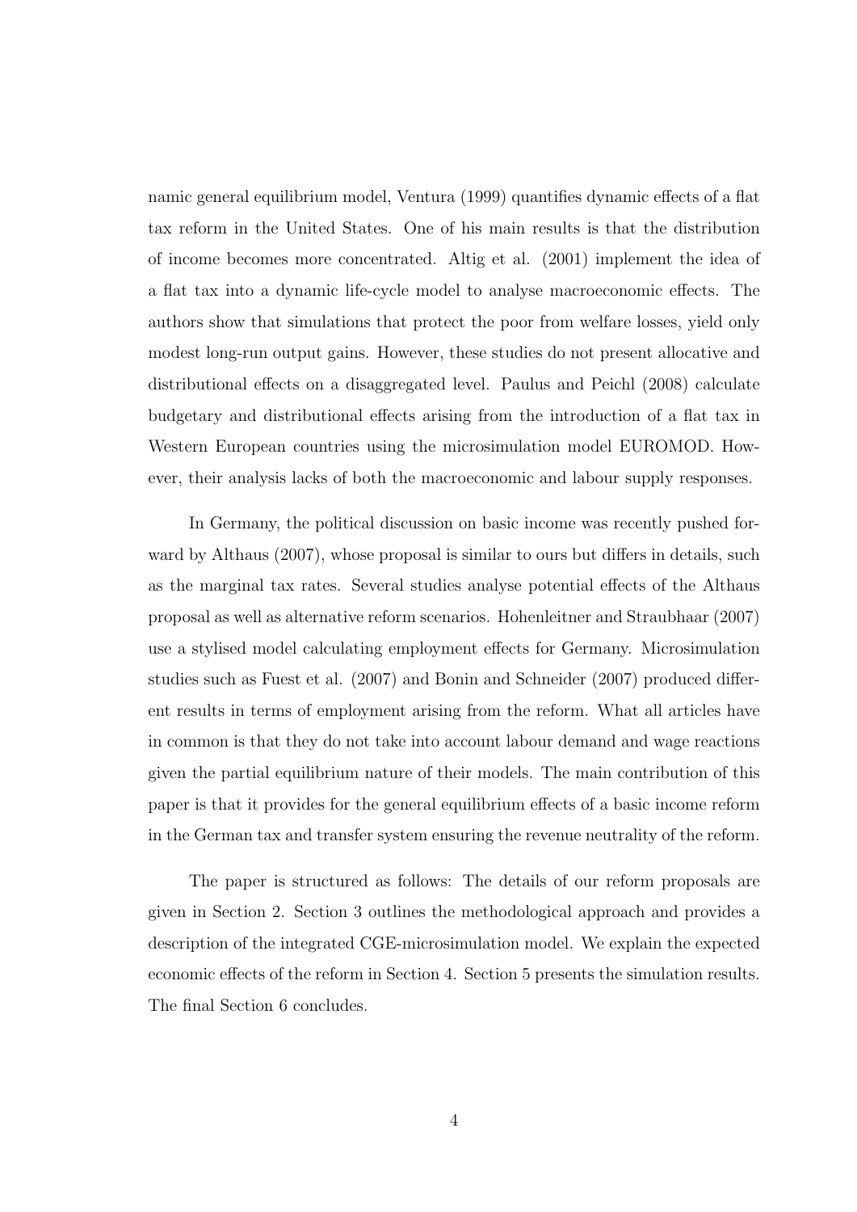namic general equilibrium model, Ventura (1999) quantifies dynamic effects of a flat tax reform in the United States. One of his main results is that the distribution of income becomes more concentrated. Altig et al. (2001) implement the idea of a flat tax into a dynamic life-cycle model to analyse macroeconomic effects. The authors show that simulations that protect the poor from welfare losses, yield only modest long-run output gains. However, these studies do not present allocative and distributional effects on a disaggregated level. Paulus and Peichl (2008) calculate budgetary and distributional effects arising from the introduction of a flat tax in Western European countries using the microsimulation model EUROMOD. However, their analysis lacks of both the macroeconomic and labour supply responses.

In Germany, the political discussion on basic income was recently pushed forward by Althaus (2007), whose proposal is similar to ours but differs in details, such as the marginal tax rates. Several studies analyse potential effects of the Althaus proposal as well as alternative reform scenarios. Hohenleitner and Straubhaar (2007) use a stylised model calculating employment effects for Germany. Microsimulation studies such as Fuest et al. (2007) and Bonin and Schneider (2007) produced different results in terms of employment arising from the reform. What all articles have in common is that they do not take into account labour demand and wage reactions given the partial equilibrium nature of their models. The main contribution of this paper is that it provides for the general equilibrium effects of a basic income reform in the German tax and transfer system ensuring the revenue neutrality of the reform.

The paper is structured as follows: The details of our reform proposals are given in Section 2. Section 3 outlines the methodological approach and provides a description of the integrated CGE-microsimulation model. We explain the expected economic effects of the reform in Section 4. Section 5 presents the simulation results. The final Section 6 concludes.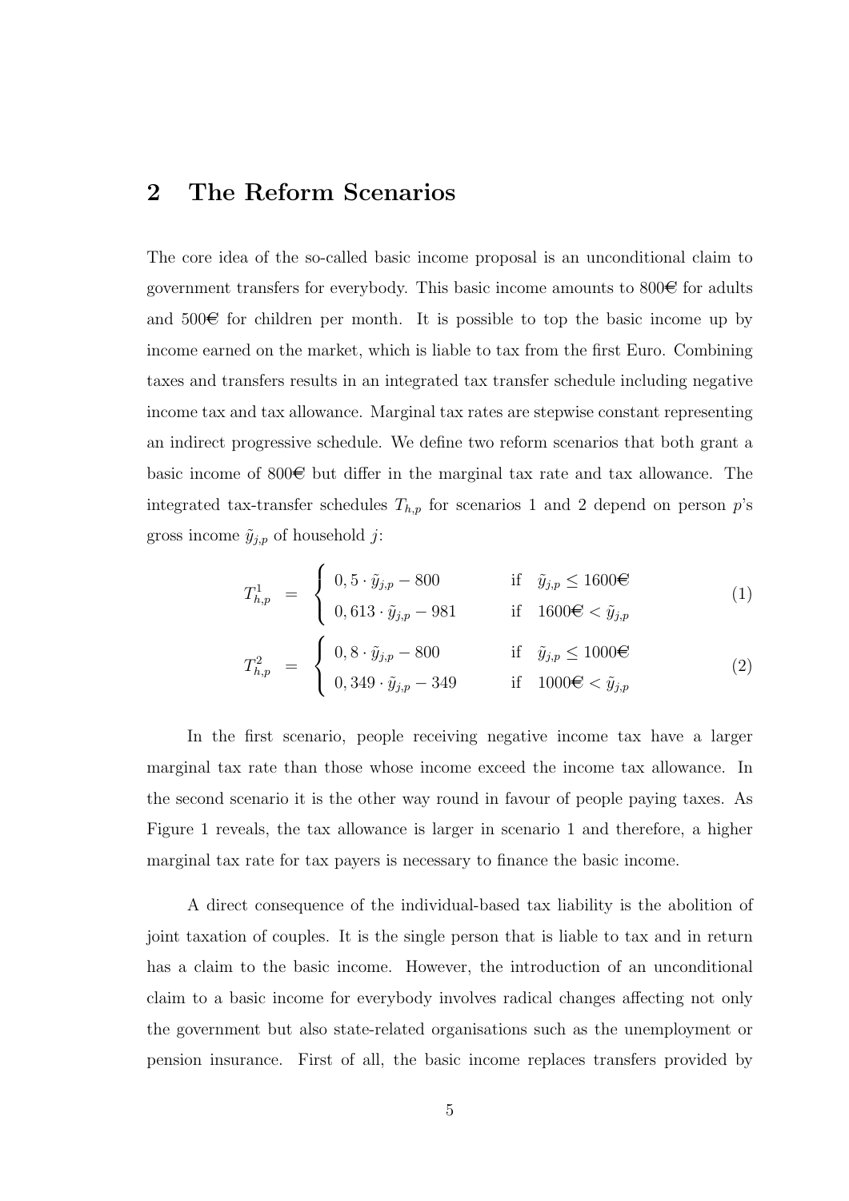## 2 The Reform Scenarios

The core idea of the so-called basic income proposal is an unconditional claim to government transfers for everybody. This basic income amounts to 800€ for adults and 500€ for children per month. It is possible to top the basic income up by income earned on the market, which is liable to tax from the first Euro. Combining taxes and transfers results in an integrated tax transfer schedule including negative income tax and tax allowance. Marginal tax rates are stepwise constant representing an indirect progressive schedule. We define two reform scenarios that both grant a basic income of 800€ but differ in the marginal tax rate and tax allowance. The integrated tax-transfer schedules $T_{h,p}$ for scenarios 1 and 2 depend on person $p$'s gross income $\tilde{y}_{j,p}$ of household $j$:

$$T^1_{h,p} = \begin{cases} 0,5 \cdot \tilde{y}_{j,p} - 800 & \text{if} \quad \tilde{y}_{j,p} \leq 1600€ \\ 0,613 \cdot \tilde{y}_{j,p} - 981 & \text{if} \quad 1600€ < \tilde{y}_{j,p} \end{cases} \tag{1}$$

$$T^2_{h,p} = \begin{cases} 0,8 \cdot \tilde{y}_{j,p} - 800 & \text{if} \quad \tilde{y}_{j,p} \leq 1000€ \\ 0,349 \cdot \tilde{y}_{j,p} - 349 & \text{if} \quad 1000€ < \tilde{y}_{j,p} \end{cases} \tag{2}$$

In the first scenario, people receiving negative income tax have a larger marginal tax rate than those whose income exceed the income tax allowance. In the second scenario it is the other way round in favour of people paying taxes. As Figure 1 reveals, the tax allowance is larger in scenario 1 and therefore, a higher marginal tax rate for tax payers is necessary to finance the basic income.

A direct consequence of the individual-based tax liability is the abolition of joint taxation of couples. It is the single person that is liable to tax and in return has a claim to the basic income. However, the introduction of an unconditional claim to a basic income for everybody involves radical changes affecting not only the government but also state-related organisations such as the unemployment or pension insurance. First of all, the basic income replaces transfers provided by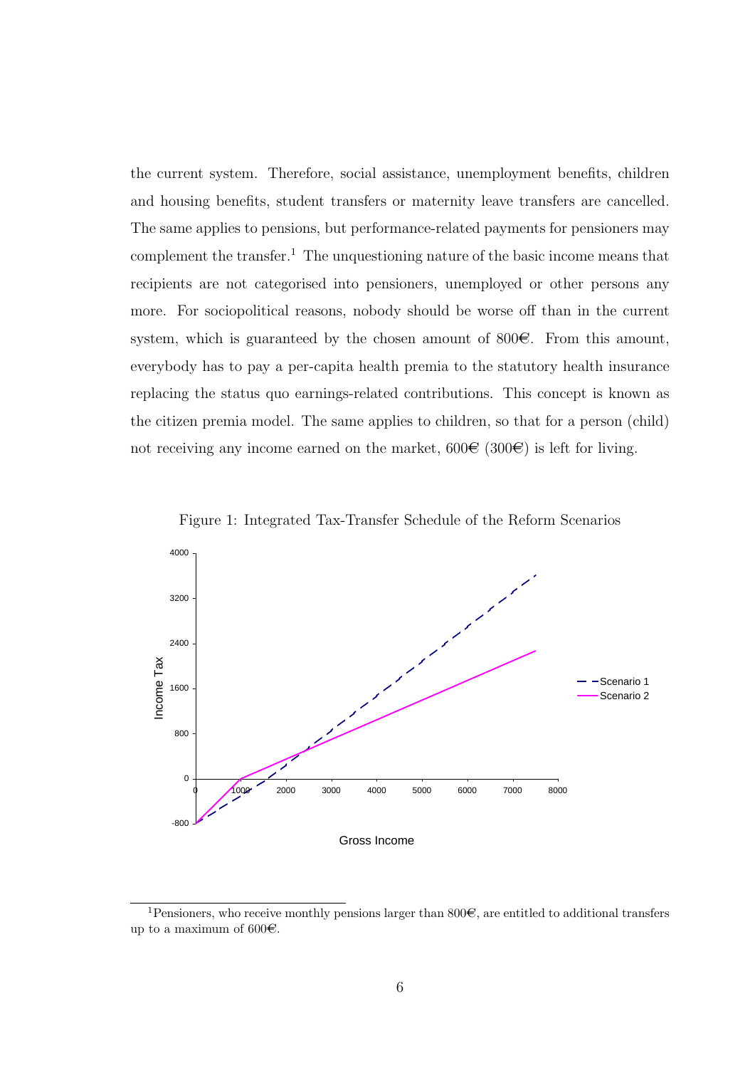the current system. Therefore, social assistance, unemployment benefits, children and housing benefits, student transfers or maternity leave transfers are cancelled. The same applies to pensions, but performance-related payments for pensioners may complement the transfer.[1] The unquestioning nature of the basic income means that recipients are not categorised into pensioners, unemployed or other persons any more. For sociopolitical reasons, nobody should be worse off than in the current system, which is guaranteed by the chosen amount of 800€. From this amount, everybody has to pay a per-capita health premia to the statutory health insurance replacing the status quo earnings-related contributions. This concept is known as the citizen premia model. The same applies to children, so that for a person (child) not receiving any income earned on the market, 600€ (300€) is left for living.

Figure 1: Integrated Tax-Transfer Schedule of the Reform Scenarios

[1]Pensioners, who receive monthly pensions larger than 800€, are entitled to additional transfers up to a maximum of 600€.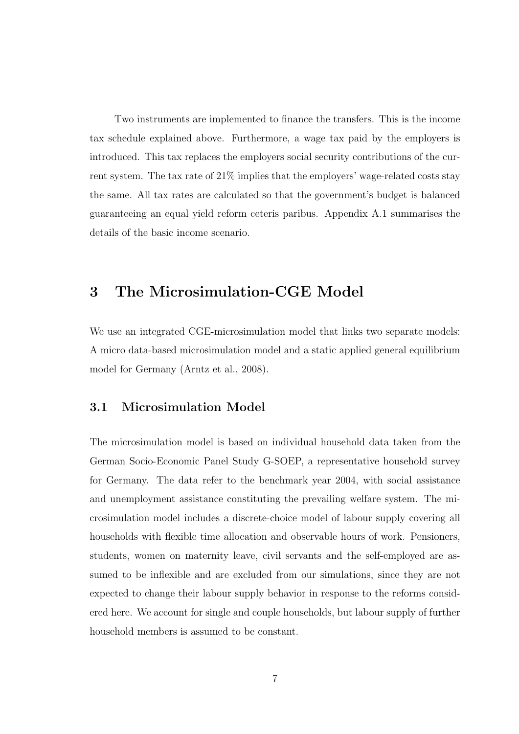Two instruments are implemented to finance the transfers. This is the income tax schedule explained above. Furthermore, a wage tax paid by the employers is introduced. This tax replaces the employers social security contributions of the current system. The tax rate of 21% implies that the employers' wage-related costs stay the same. All tax rates are calculated so that the government's budget is balanced guaranteeing an equal yield reform ceteris paribus. Appendix A.1 summarises the details of the basic income scenario.

# 3 The Microsimulation-CGE Model

We use an integrated CGE-microsimulation model that links two separate models: A micro data-based microsimulation model and a static applied general equilibrium model for Germany (Arntz et al., 2008).

## 3.1 Microsimulation Model

The microsimulation model is based on individual household data taken from the German Socio-Economic Panel Study G-SOEP, a representative household survey for Germany. The data refer to the benchmark year 2004, with social assistance and unemployment assistance constituting the prevailing welfare system. The microsimulation model includes a discrete-choice model of labour supply covering all households with flexible time allocation and observable hours of work. Pensioners, students, women on maternity leave, civil servants and the self-employed are assumed to be inflexible and are excluded from our simulations, since they are not expected to change their labour supply behavior in response to the reforms considered here. We account for single and couple households, but labour supply of further household members is assumed to be constant.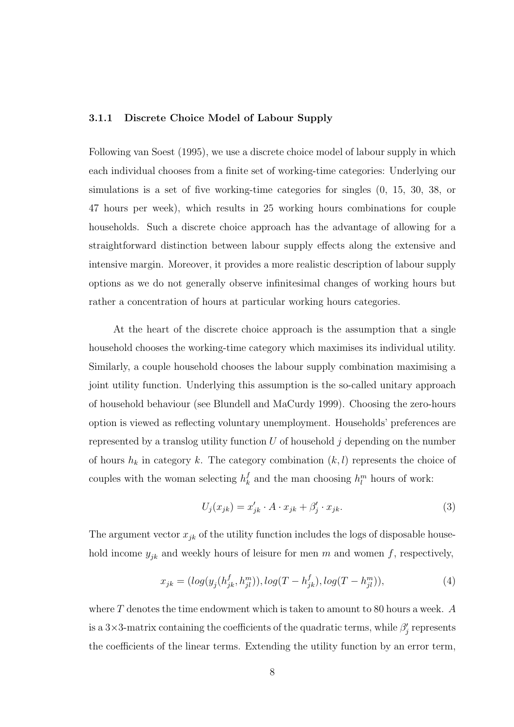### 3.1.1 Discrete Choice Model of Labour Supply

Following van Soest (1995), we use a discrete choice model of labour supply in which each individual chooses from a finite set of working-time categories: Underlying our simulations is a set of five working-time categories for singles (0, 15, 30, 38, or 47 hours per week), which results in 25 working hours combinations for couple households. Such a discrete choice approach has the advantage of allowing for a straightforward distinction between labour supply effects along the extensive and intensive margin. Moreover, it provides a more realistic description of labour supply options as we do not generally observe infinitesimal changes of working hours but rather a concentration of hours at particular working hours categories.

At the heart of the discrete choice approach is the assumption that a single household chooses the working-time category which maximises its individual utility. Similarly, a couple household chooses the labour supply combination maximising a joint utility function. Underlying this assumption is the so-called unitary approach of household behaviour (see Blundell and MaCurdy 1999). Choosing the zero-hours option is viewed as reflecting voluntary unemployment. Households' preferences are represented by a translog utility function $U$ of household $j$ depending on the number of hours $h_k$ in category $k$. The category combination $(k, l)$ represents the choice of couples with the woman selecting $h_k^f$ and the man choosing $h_l^m$ hours of work:

$$U_j(x_{jk}) = x'_{jk} \cdot A \cdot x_{jk} + \beta'_j \cdot x_{jk}. \tag{3}$$

The argument vector $x_{jk}$ of the utility function includes the logs of disposable household income $y_{jk}$ and weekly hours of leisure for men $m$ and women $f$, respectively,

$$x_{jk} = (log(y_j(h_{jk}^f, h_{jl}^m)), log(T - h_{jk}^f), log(T - h_{jl}^m)), \tag{4}$$

where $T$ denotes the time endowment which is taken to amount to 80 hours a week. $A$ is a 3×3-matrix containing the coefficients of the quadratic terms, while $\beta'_j$ represents the coefficients of the linear terms. Extending the utility function by an error term,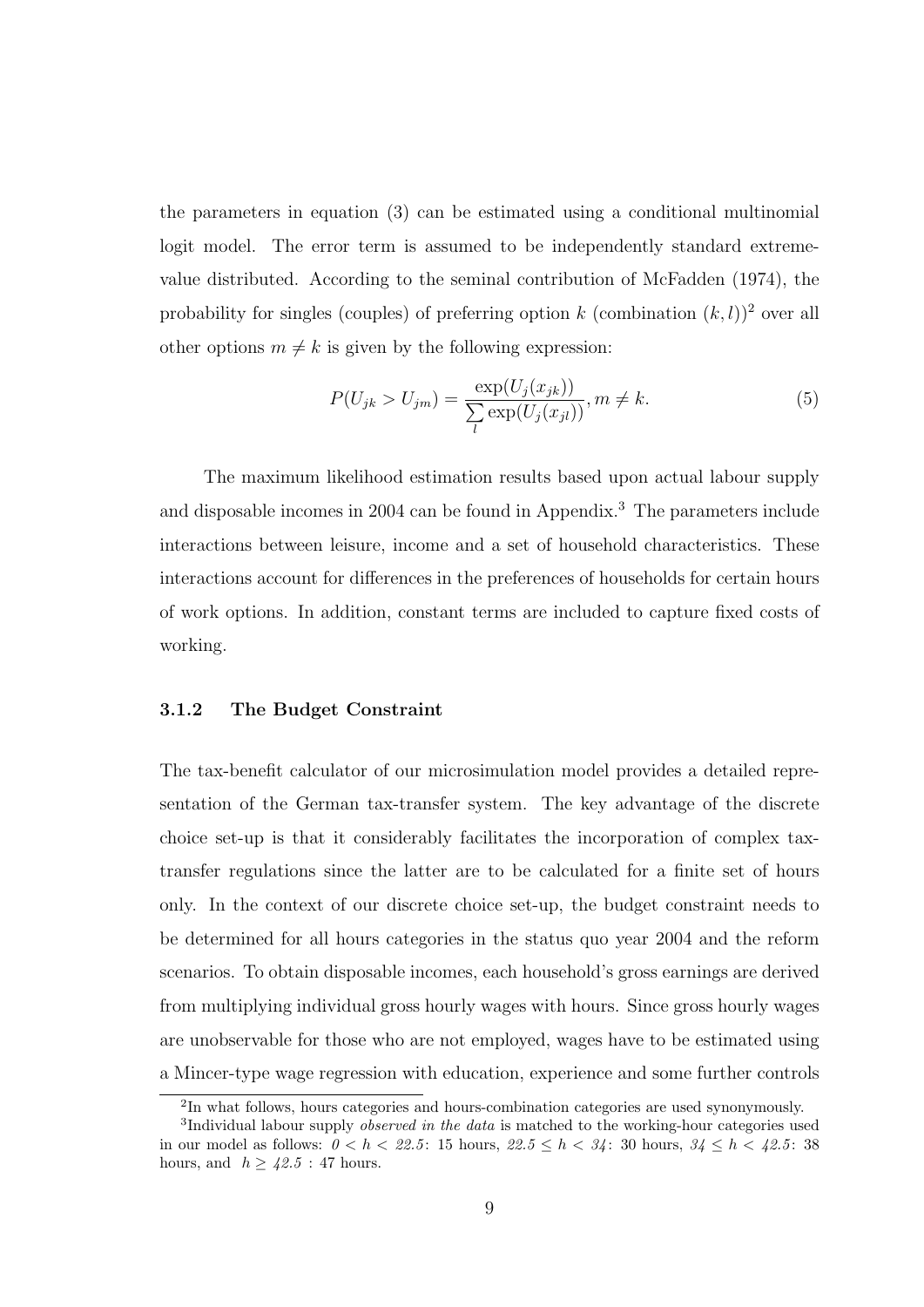the parameters in equation (3) can be estimated using a conditional multinomial logit model. The error term is assumed to be independently standard extreme-value distributed. According to the seminal contribution of McFadden (1974), the probability for singles (couples) of preferring option $k$ (combination $(k,l)$)[2] over all other options $m \neq k$ is given by the following expression:

$$P(U_{jk} > U_{jm}) = \frac{\exp(U_j(x_{jk}))}{\sum_l \exp(U_j(x_{jl}))}, m \neq k. \tag{5}$$

The maximum likelihood estimation results based upon actual labour supply and disposable incomes in 2004 can be found in Appendix.[3] The parameters include interactions between leisure, income and a set of household characteristics. These interactions account for differences in the preferences of households for certain hours of work options. In addition, constant terms are included to capture fixed costs of working.

### 3.1.2 The Budget Constraint

The tax-benefit calculator of our microsimulation model provides a detailed representation of the German tax-transfer system. The key advantage of the discrete choice set-up is that it considerably facilitates the incorporation of complex tax-transfer regulations since the latter are to be calculated for a finite set of hours only. In the context of our discrete choice set-up, the budget constraint needs to be determined for all hours categories in the status quo year 2004 and the reform scenarios. To obtain disposable incomes, each household's gross earnings are derived from multiplying individual gross hourly wages with hours. Since gross hourly wages are unobservable for those who are not employed, wages have to be estimated using a Mincer-type wage regression with education, experience and some further controls

[2] In what follows, hours categories and hours-combination categories are used synonymously.

[3] Individual labour supply *observed in the data* is matched to the working-hour categories used in our model as follows: $0 < h < 22.5$: 15 hours, $22.5 \leq h < 34$: 30 hours, $34 \leq h < 42.5$: 38 hours, and $h \geq 42.5$ : 47 hours.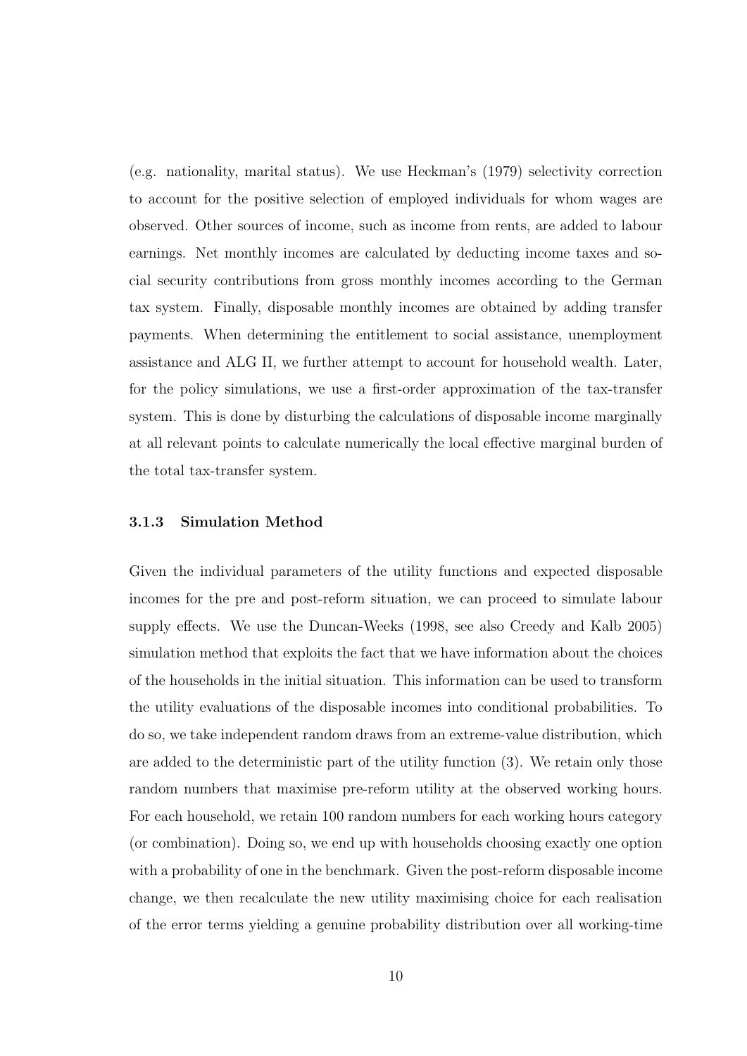(e.g. nationality, marital status). We use Heckman's (1979) selectivity correction to account for the positive selection of employed individuals for whom wages are observed. Other sources of income, such as income from rents, are added to labour earnings. Net monthly incomes are calculated by deducting income taxes and social security contributions from gross monthly incomes according to the German tax system. Finally, disposable monthly incomes are obtained by adding transfer payments. When determining the entitlement to social assistance, unemployment assistance and ALG II, we further attempt to account for household wealth. Later, for the policy simulations, we use a first-order approximation of the tax-transfer system. This is done by disturbing the calculations of disposable income marginally at all relevant points to calculate numerically the local effective marginal burden of the total tax-transfer system.

### 3.1.3 Simulation Method

Given the individual parameters of the utility functions and expected disposable incomes for the pre and post-reform situation, we can proceed to simulate labour supply effects. We use the Duncan-Weeks (1998, see also Creedy and Kalb 2005) simulation method that exploits the fact that we have information about the choices of the households in the initial situation. This information can be used to transform the utility evaluations of the disposable incomes into conditional probabilities. To do so, we take independent random draws from an extreme-value distribution, which are added to the deterministic part of the utility function (3). We retain only those random numbers that maximise pre-reform utility at the observed working hours. For each household, we retain 100 random numbers for each working hours category (or combination). Doing so, we end up with households choosing exactly one option with a probability of one in the benchmark. Given the post-reform disposable income change, we then recalculate the new utility maximising choice for each realisation of the error terms yielding a genuine probability distribution over all working-time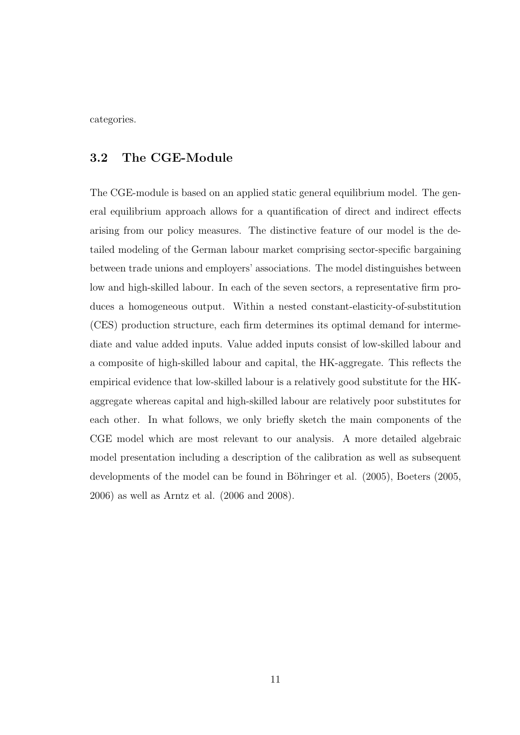categories.

## 3.2 The CGE-Module

The CGE-module is based on an applied static general equilibrium model. The general equilibrium approach allows for a quantification of direct and indirect effects arising from our policy measures. The distinctive feature of our model is the detailed modeling of the German labour market comprising sector-specific bargaining between trade unions and employers' associations. The model distinguishes between low and high-skilled labour. In each of the seven sectors, a representative firm produces a homogeneous output. Within a nested constant-elasticity-of-substitution (CES) production structure, each firm determines its optimal demand for intermediate and value added inputs. Value added inputs consist of low-skilled labour and a composite of high-skilled labour and capital, the HK-aggregate. This reflects the empirical evidence that low-skilled labour is a relatively good substitute for the HK-aggregate whereas capital and high-skilled labour are relatively poor substitutes for each other. In what follows, we only briefly sketch the main components of the CGE model which are most relevant to our analysis. A more detailed algebraic model presentation including a description of the calibration as well as subsequent developments of the model can be found in Böhringer et al. (2005), Boeters (2005, 2006) as well as Arntz et al. (2006 and 2008).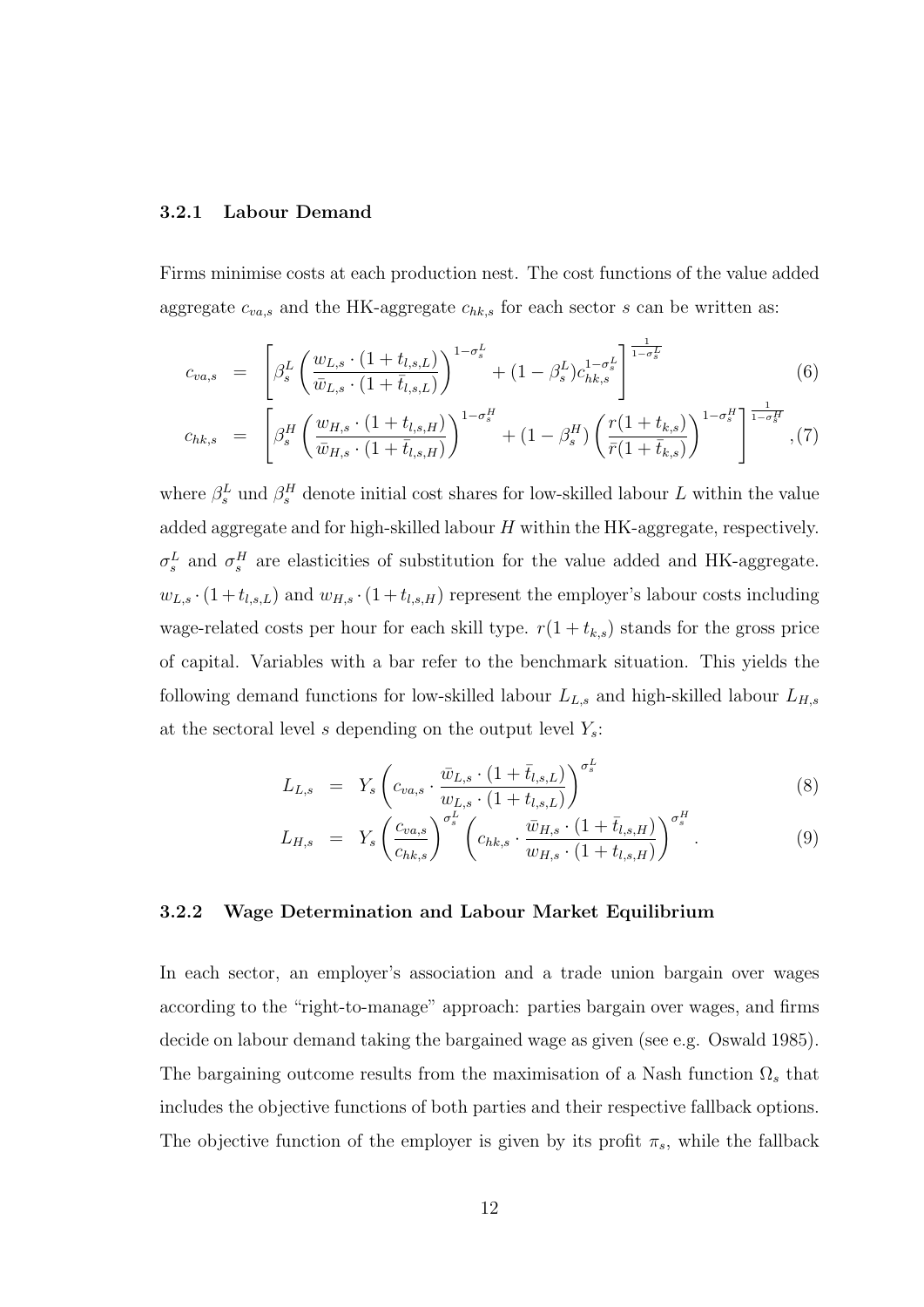### 3.2.1 Labour Demand

Firms minimise costs at each production nest. The cost functions of the value added aggregate $c_{va,s}$ and the HK-aggregate $c_{hk,s}$ for each sector $s$ can be written as:

$$c_{va,s} = \left[ \beta_s^L \left( \frac{w_{L,s} \cdot (1+t_{l,s,L})}{\bar{w}_{L,s} \cdot (1+\bar{t}_{l,s,L})} \right)^{1-\sigma_s^L} + (1-\beta_s^L) c_{hk,s}^{1-\sigma_s^L} \right]^{\frac{1}{1-\sigma_s^L}} \tag{6}$$

$$c_{hk,s} = \left[ \beta_s^H \left( \frac{w_{H,s} \cdot (1+t_{l,s,H})}{\bar{w}_{H,s} \cdot (1+\bar{t}_{l,s,H})} \right)^{1-\sigma_s^H} + (1-\beta_s^H) \left( \frac{r(1+t_{k,s})}{\bar{r}(1+\bar{t}_{k,s})} \right)^{1-\sigma_s^H} \right]^{\frac{1}{1-\sigma_s^H}}, \tag{7}$$

where $\beta_s^L$ und $\beta_s^H$ denote initial cost shares for low-skilled labour $L$ within the value added aggregate and for high-skilled labour $H$ within the HK-aggregate, respectively. $\sigma_s^L$ and $\sigma_s^H$ are elasticities of substitution for the value added and HK-aggregate. $w_{L,s} \cdot (1+t_{l,s,L})$ and $w_{H,s} \cdot (1+t_{l,s,H})$ represent the employer's labour costs including wage-related costs per hour for each skill type. $r(1+t_{k,s})$ stands for the gross price of capital. Variables with a bar refer to the benchmark situation. This yields the following demand functions for low-skilled labour $L_{L,s}$ and high-skilled labour $L_{H,s}$ at the sectoral level $s$ depending on the output level $Y_s$:

$$L_{L,s} = Y_s \left( c_{va,s} \cdot \frac{\bar{w}_{L,s} \cdot (1+\bar{t}_{l,s,L})}{w_{L,s} \cdot (1+t_{l,s,L})} \right)^{\sigma_s^L} \tag{8}$$

$$L_{H,s} = Y_s \left( \frac{c_{va,s}}{c_{hk,s}} \right)^{\sigma_s^L} \left( c_{hk,s} \cdot \frac{\bar{w}_{H,s} \cdot (1+\bar{t}_{l,s,H})}{w_{H,s} \cdot (1+t_{l,s,H})} \right)^{\sigma_s^H}. \tag{9}$$

### 3.2.2 Wage Determination and Labour Market Equilibrium

In each sector, an employer's association and a trade union bargain over wages according to the "right-to-manage" approach: parties bargain over wages, and firms decide on labour demand taking the bargained wage as given (see e.g. Oswald 1985). The bargaining outcome results from the maximisation of a Nash function $\Omega_s$ that includes the objective functions of both parties and their respective fallback options. The objective function of the employer is given by its profit $\pi_s$, while the fallback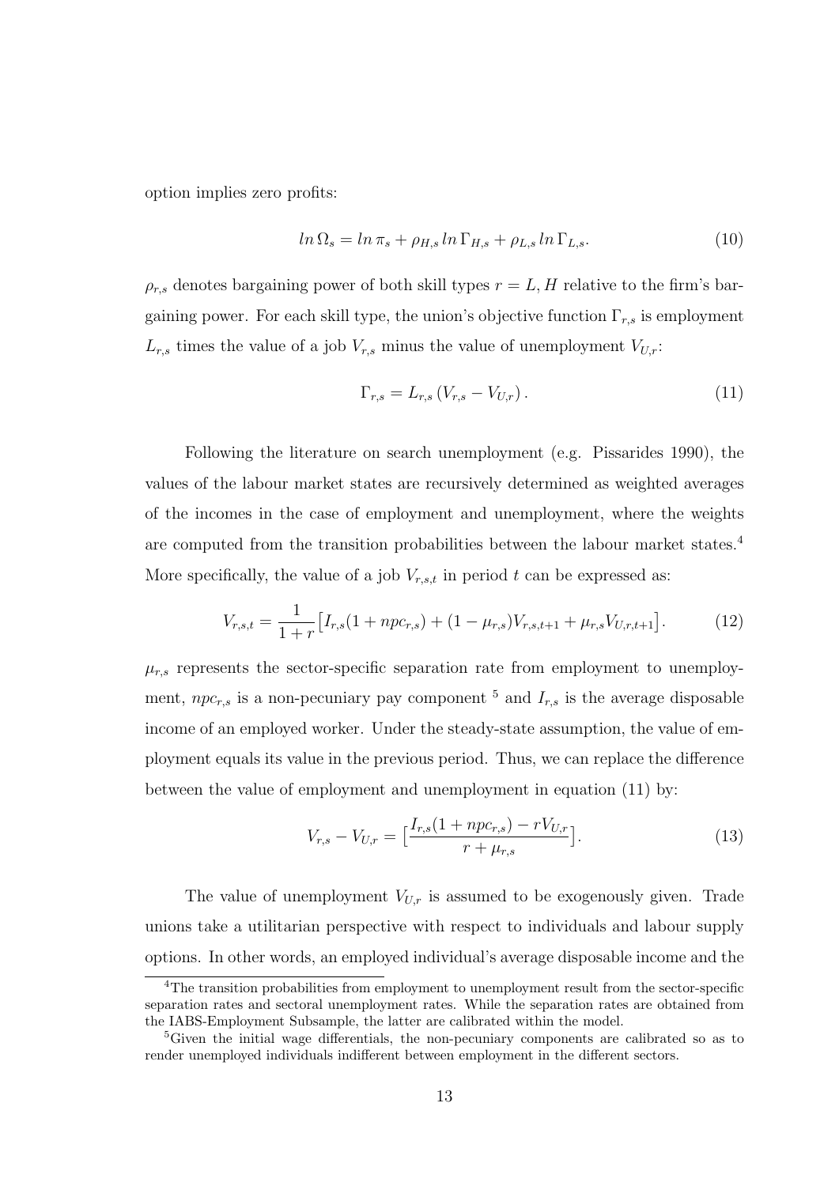option implies zero profits:

$$ln\,\Omega_s = ln\,\pi_s + \rho_{H,s}\,ln\,\Gamma_{H,s} + \rho_{L,s}\,ln\,\Gamma_{L,s}. \tag{10}$$

$\rho_{r,s}$ denotes bargaining power of both skill types $r = L, H$ relative to the firm's bargaining power. For each skill type, the union's objective function $\Gamma_{r,s}$ is employment $L_{r,s}$ times the value of a job $V_{r,s}$ minus the value of unemployment $V_{U,r}$:

$$\Gamma_{r,s} = L_{r,s}\left(V_{r,s} - V_{U,r}\right). \tag{11}$$

Following the literature on search unemployment (e.g. Pissarides 1990), the values of the labour market states are recursively determined as weighted averages of the incomes in the case of employment and unemployment, where the weights are computed from the transition probabilities between the labour market states.[4] More specifically, the value of a job $V_{r,s,t}$ in period $t$ can be expressed as:

$$V_{r,s,t} = \frac{1}{1+r}\big[I_{r,s}(1+npc_{r,s}) + (1-\mu_{r,s})V_{r,s,t+1} + \mu_{r,s}V_{U,r,t+1}\big]. \tag{12}$$

$\mu_{r,s}$ represents the sector-specific separation rate from employment to unemployment, $npc_{r,s}$ is a non-pecuniary pay component [5] and $I_{r,s}$ is the average disposable income of an employed worker. Under the steady-state assumption, the value of employment equals its value in the previous period. Thus, we can replace the difference between the value of employment and unemployment in equation (11) by:

$$V_{r,s} - V_{U,r} = \big[\frac{I_{r,s}(1+npc_{r,s}) - rV_{U,r}}{r+\mu_{r,s}}\big]. \tag{13}$$

The value of unemployment $V_{U,r}$ is assumed to be exogenously given. Trade unions take a utilitarian perspective with respect to individuals and labour supply options. In other words, an employed individual's average disposable income and the

[4] The transition probabilities from employment to unemployment result from the sector-specific separation rates and sectoral unemployment rates. While the separation rates are obtained from the IABS-Employment Subsample, the latter are calibrated within the model.

[5] Given the initial wage differentials, the non-pecuniary components are calibrated so as to render unemployed individuals indifferent between employment in the different sectors.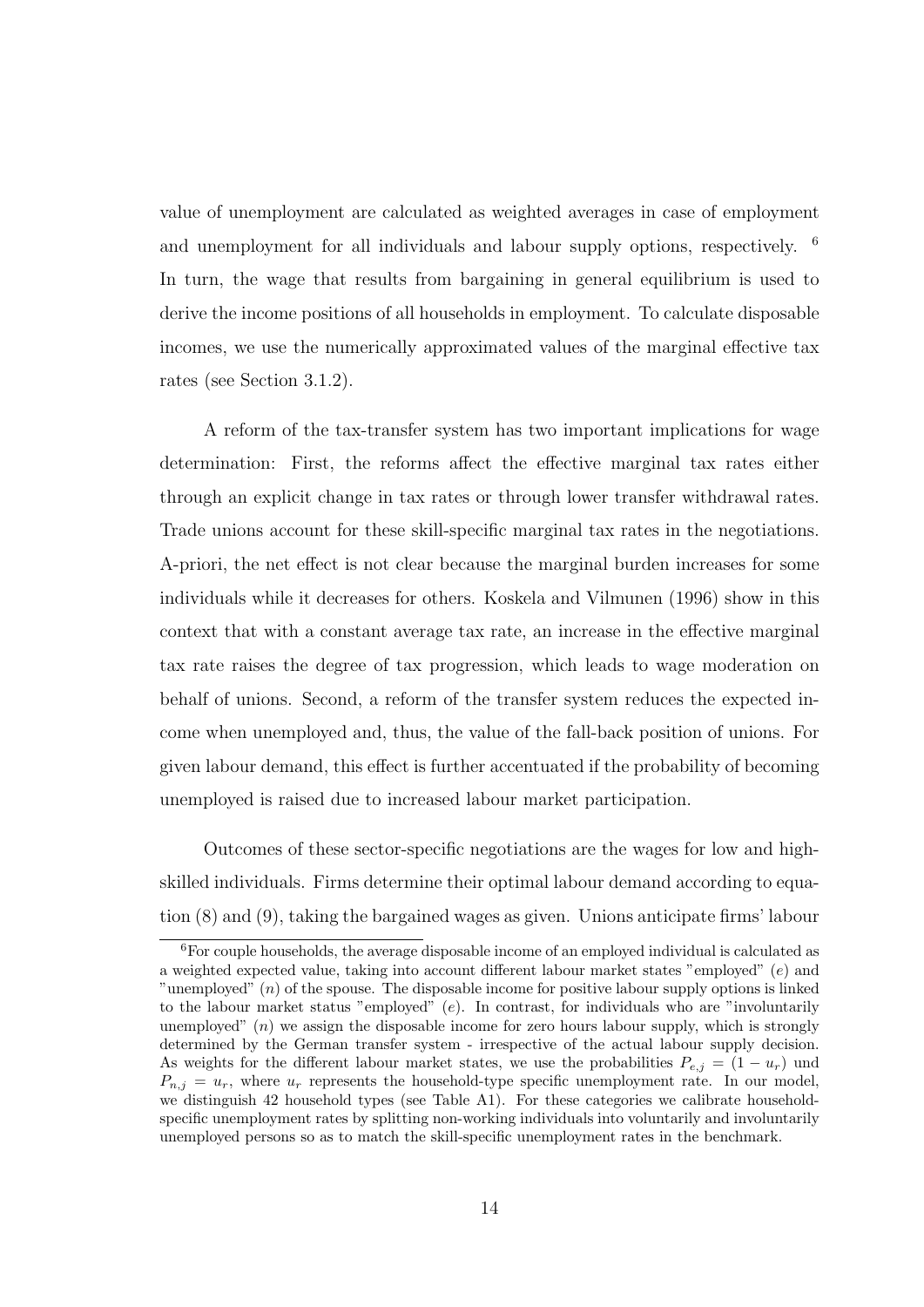value of unemployment are calculated as weighted averages in case of employment and unemployment for all individuals and labour supply options, respectively. [6] In turn, the wage that results from bargaining in general equilibrium is used to derive the income positions of all households in employment. To calculate disposable incomes, we use the numerically approximated values of the marginal effective tax rates (see Section 3.1.2).

A reform of the tax-transfer system has two important implications for wage determination: First, the reforms affect the effective marginal tax rates either through an explicit change in tax rates or through lower transfer withdrawal rates. Trade unions account for these skill-specific marginal tax rates in the negotiations. A-priori, the net effect is not clear because the marginal burden increases for some individuals while it decreases for others. Koskela and Vilmunen (1996) show in this context that with a constant average tax rate, an increase in the effective marginal tax rate raises the degree of tax progression, which leads to wage moderation on behalf of unions. Second, a reform of the transfer system reduces the expected income when unemployed and, thus, the value of the fall-back position of unions. For given labour demand, this effect is further accentuated if the probability of becoming unemployed is raised due to increased labour market participation.

Outcomes of these sector-specific negotiations are the wages for low and high-skilled individuals. Firms determine their optimal labour demand according to equation (8) and (9), taking the bargained wages as given. Unions anticipate firms' labour

[6] For couple households, the average disposable income of an employed individual is calculated as a weighted expected value, taking into account different labour market states "employed" ($e$) and "unemployed" ($n$) of the spouse. The disposable income for positive labour supply options is linked to the labour market status "employed" ($e$). In contrast, for individuals who are "involuntarily unemployed" ($n$) we assign the disposable income for zero hours labour supply, which is strongly determined by the German transfer system - irrespective of the actual labour supply decision. As weights for the different labour market states, we use the probabilities $P_{e,j} = (1 - u_r)$ und $P_{n,j} = u_r$, where $u_r$ represents the household-type specific unemployment rate. In our model, we distinguish 42 household types (see Table A1). For these categories we calibrate household-specific unemployment rates by splitting non-working individuals into voluntarily and involuntarily unemployed persons so as to match the skill-specific unemployment rates in the benchmark.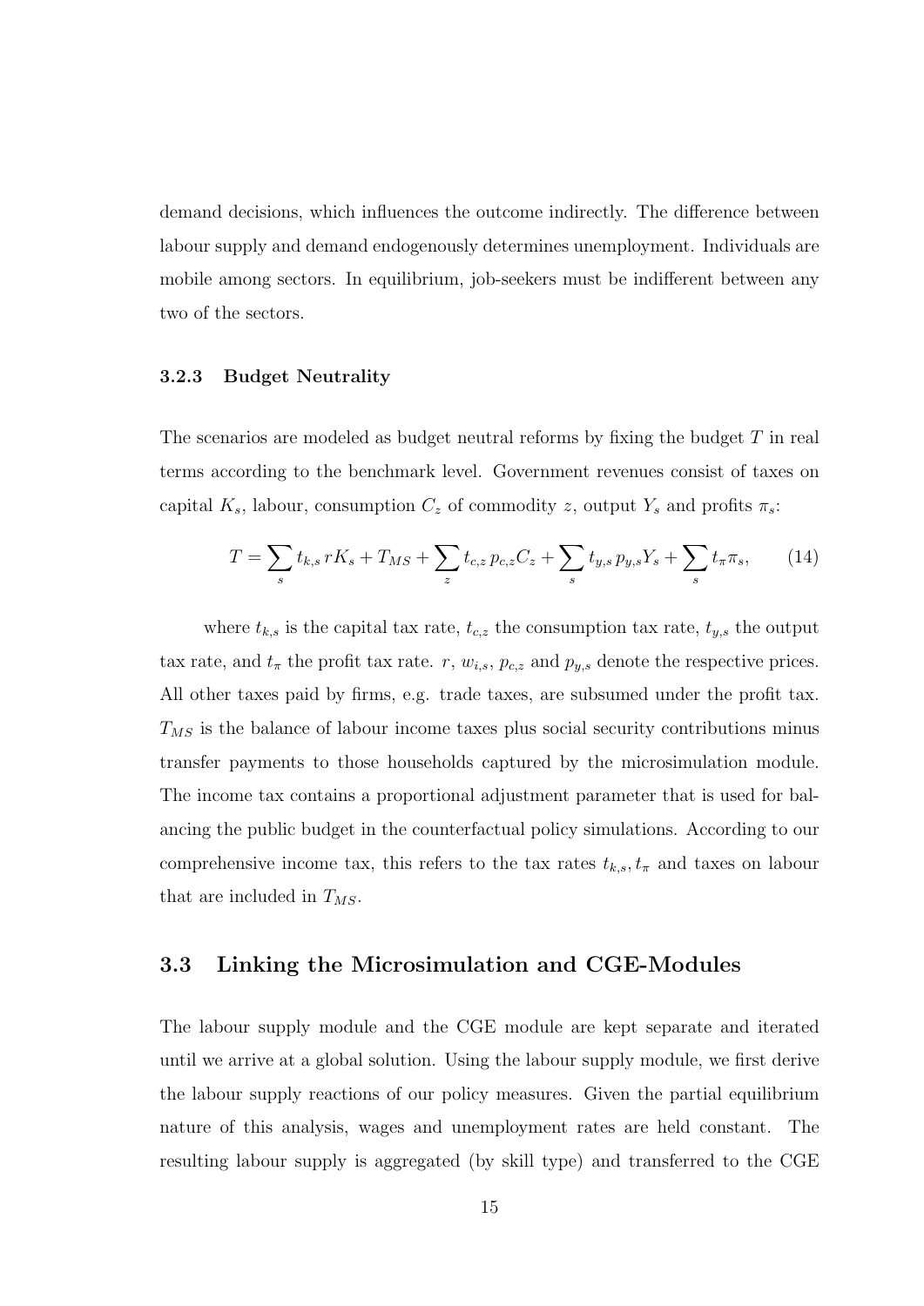demand decisions, which influences the outcome indirectly. The difference between labour supply and demand endogenously determines unemployment. Individuals are mobile among sectors. In equilibrium, job-seekers must be indifferent between any two of the sectors.

### 3.2.3 Budget Neutrality

The scenarios are modeled as budget neutral reforms by fixing the budget $T$ in real terms according to the benchmark level. Government revenues consist of taxes on capital $K_s$, labour, consumption $C_z$ of commodity $z$, output $Y_s$ and profits $\pi_s$:

$$T = \sum_s t_{k,s}\, rK_s + T_{MS} + \sum_z t_{c,z}\, p_{c,z} C_z + \sum_s t_{y,s}\, p_{y,s} Y_s + \sum_s t_\pi \pi_s, \qquad (14)$$

where $t_{k,s}$ is the capital tax rate, $t_{c,z}$ the consumption tax rate, $t_{y,s}$ the output tax rate, and $t_\pi$ the profit tax rate. $r$, $w_{i,s}$, $p_{c,z}$ and $p_{y,s}$ denote the respective prices. All other taxes paid by firms, e.g. trade taxes, are subsumed under the profit tax. $T_{MS}$ is the balance of labour income taxes plus social security contributions minus transfer payments to those households captured by the microsimulation module. The income tax contains a proportional adjustment parameter that is used for balancing the public budget in the counterfactual policy simulations. According to our comprehensive income tax, this refers to the tax rates $t_{k,s}, t_\pi$ and taxes on labour that are included in $T_{MS}$.

## 3.3 Linking the Microsimulation and CGE-Modules

The labour supply module and the CGE module are kept separate and iterated until we arrive at a global solution. Using the labour supply module, we first derive the labour supply reactions of our policy measures. Given the partial equilibrium nature of this analysis, wages and unemployment rates are held constant. The resulting labour supply is aggregated (by skill type) and transferred to the CGE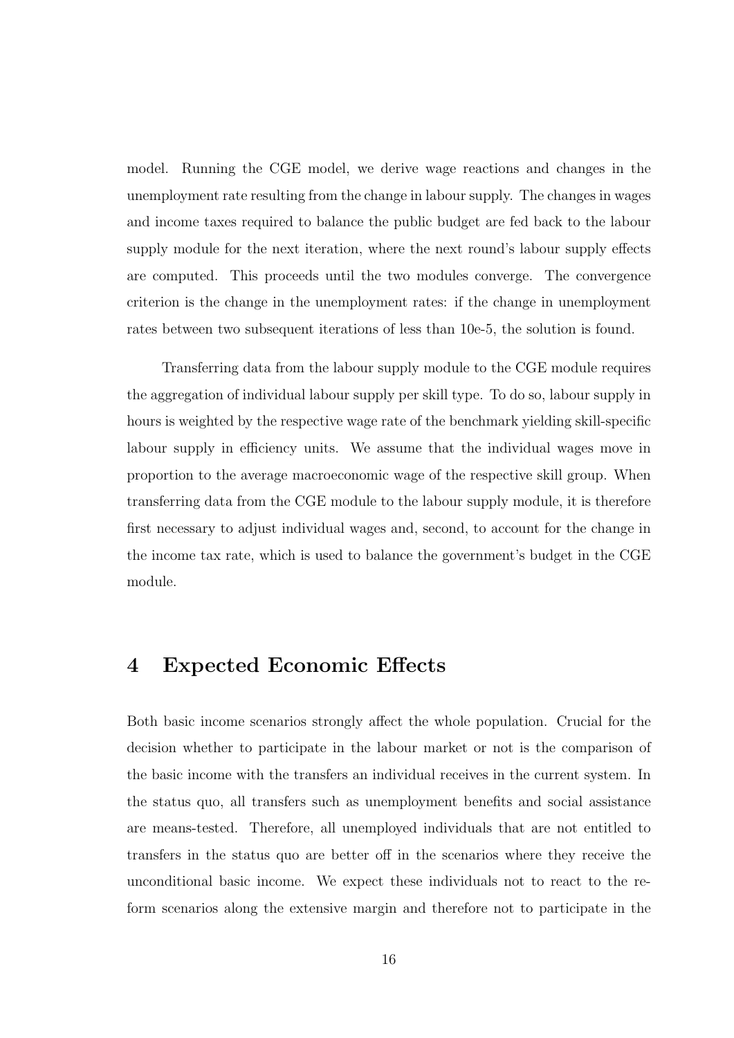model. Running the CGE model, we derive wage reactions and changes in the unemployment rate resulting from the change in labour supply. The changes in wages and income taxes required to balance the public budget are fed back to the labour supply module for the next iteration, where the next round's labour supply effects are computed. This proceeds until the two modules converge. The convergence criterion is the change in the unemployment rates: if the change in unemployment rates between two subsequent iterations of less than 10e-5, the solution is found.

Transferring data from the labour supply module to the CGE module requires the aggregation of individual labour supply per skill type. To do so, labour supply in hours is weighted by the respective wage rate of the benchmark yielding skill-specific labour supply in efficiency units. We assume that the individual wages move in proportion to the average macroeconomic wage of the respective skill group. When transferring data from the CGE module to the labour supply module, it is therefore first necessary to adjust individual wages and, second, to account for the change in the income tax rate, which is used to balance the government's budget in the CGE module.

## 4 Expected Economic Effects

Both basic income scenarios strongly affect the whole population. Crucial for the decision whether to participate in the labour market or not is the comparison of the basic income with the transfers an individual receives in the current system. In the status quo, all transfers such as unemployment benefits and social assistance are means-tested. Therefore, all unemployed individuals that are not entitled to transfers in the status quo are better off in the scenarios where they receive the unconditional basic income. We expect these individuals not to react to the reform scenarios along the extensive margin and therefore not to participate in the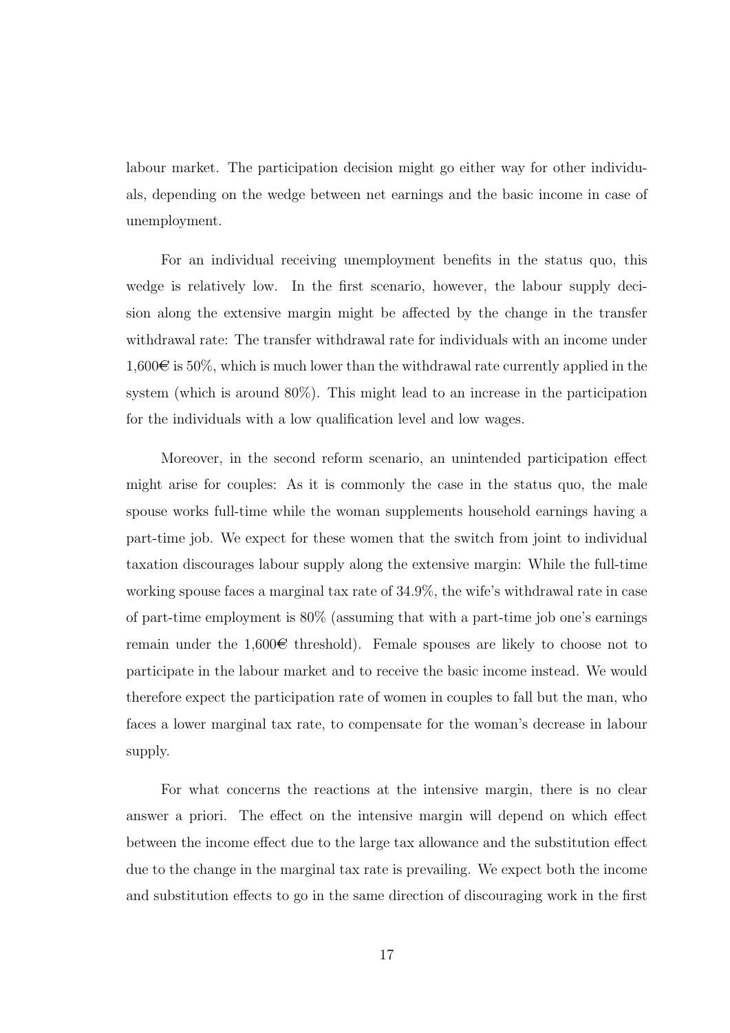labour market. The participation decision might go either way for other individuals, depending on the wedge between net earnings and the basic income in case of unemployment.

For an individual receiving unemployment benefits in the status quo, this wedge is relatively low. In the first scenario, however, the labour supply decision along the extensive margin might be affected by the change in the transfer withdrawal rate: The transfer withdrawal rate for individuals with an income under 1,600€ is 50%, which is much lower than the withdrawal rate currently applied in the system (which is around 80%). This might lead to an increase in the participation for the individuals with a low qualification level and low wages.

Moreover, in the second reform scenario, an unintended participation effect might arise for couples: As it is commonly the case in the status quo, the male spouse works full-time while the woman supplements household earnings having a part-time job. We expect for these women that the switch from joint to individual taxation discourages labour supply along the extensive margin: While the full-time working spouse faces a marginal tax rate of 34.9%, the wife's withdrawal rate in case of part-time employment is 80% (assuming that with a part-time job one's earnings remain under the 1,600€ threshold). Female spouses are likely to choose not to participate in the labour market and to receive the basic income instead. We would therefore expect the participation rate of women in couples to fall but the man, who faces a lower marginal tax rate, to compensate for the woman's decrease in labour supply.

For what concerns the reactions at the intensive margin, there is no clear answer a priori. The effect on the intensive margin will depend on which effect between the income effect due to the large tax allowance and the substitution effect due to the change in the marginal tax rate is prevailing. We expect both the income and substitution effects to go in the same direction of discouraging work in the first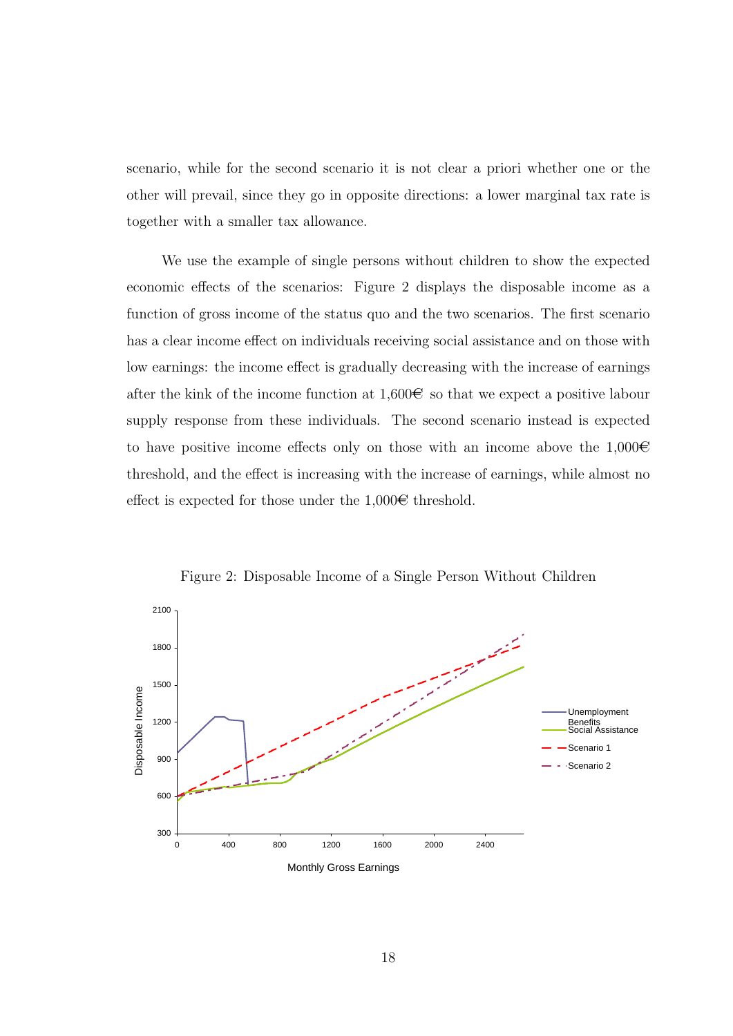scenario, while for the second scenario it is not clear a priori whether one or the other will prevail, since they go in opposite directions: a lower marginal tax rate is together with a smaller tax allowance.

We use the example of single persons without children to show the expected economic effects of the scenarios: Figure 2 displays the disposable income as a function of gross income of the status quo and the two scenarios. The first scenario has a clear income effect on individuals receiving social assistance and on those with low earnings: the income effect is gradually decreasing with the increase of earnings after the kink of the income function at 1,600€ so that we expect a positive labour supply response from these individuals. The second scenario instead is expected to have positive income effects only on those with an income above the 1,000€ threshold, and the effect is increasing with the increase of earnings, while almost no effect is expected for those under the 1,000€ threshold.

Figure 2: Disposable Income of a Single Person Without Children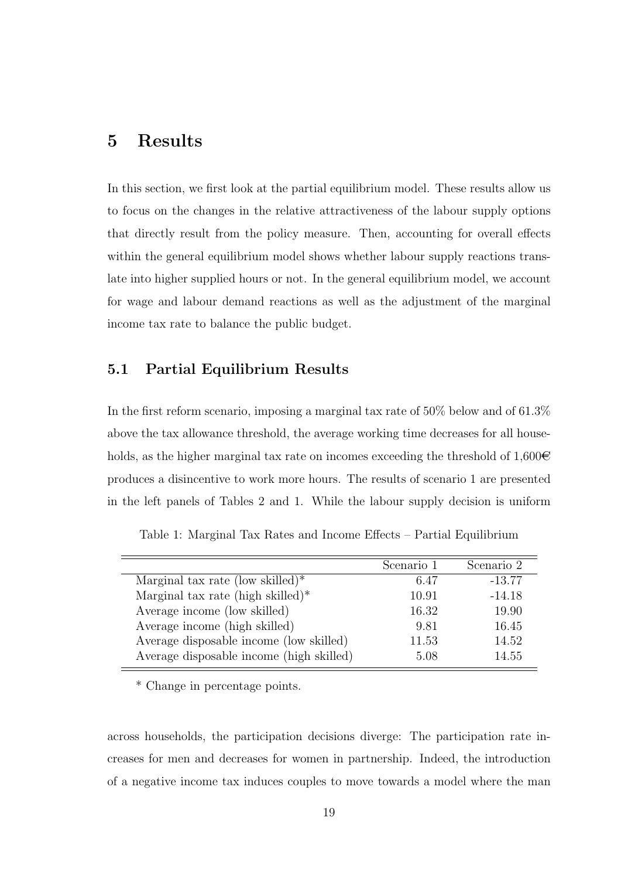# 5 Results

In this section, we first look at the partial equilibrium model. These results allow us to focus on the changes in the relative attractiveness of the labour supply options that directly result from the policy measure. Then, accounting for overall effects within the general equilibrium model shows whether labour supply reactions translate into higher supplied hours or not. In the general equilibrium model, we account for wage and labour demand reactions as well as the adjustment of the marginal income tax rate to balance the public budget.

## 5.1 Partial Equilibrium Results

In the first reform scenario, imposing a marginal tax rate of 50% below and of 61.3% above the tax allowance threshold, the average working time decreases for all households, as the higher marginal tax rate on incomes exceeding the threshold of 1,600€ produces a disincentive to work more hours. The results of scenario 1 are presented in the left panels of Tables 2 and 1. While the labour supply decision is uniform across households, the participation decisions diverge: The participation rate increases for men and decreases for women in partnership. Indeed, the introduction of a negative income tax induces couples to move towards a model where the man

Table 1: Marginal Tax Rates and Income Effects – Partial Equilibrium

| | Scenario 1 | Scenario 2 |
|---|---|---|
| Marginal tax rate (low skilled)* | 6.47 | -13.77 |
| Marginal tax rate (high skilled)* | 10.91 | -14.18 |
| Average income (low skilled) | 16.32 | 19.90 |
| Average income (high skilled) | 9.81 | 16.45 |
| Average disposable income (low skilled) | 11.53 | 14.52 |
| Average disposable income (high skilled) | 5.08 | 14.55 |

* Change in percentage points.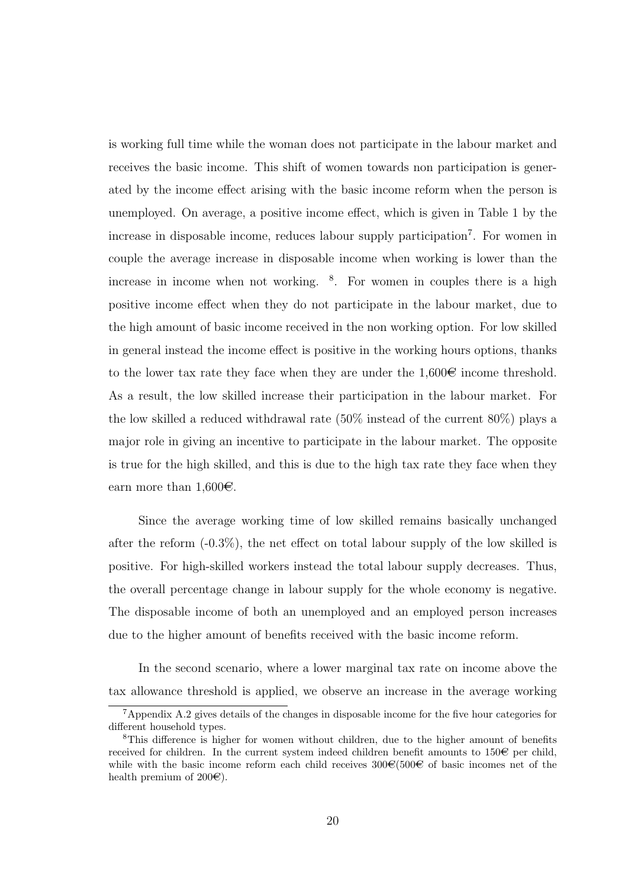is working full time while the woman does not participate in the labour market and receives the basic income. This shift of women towards non participation is generated by the income effect arising with the basic income reform when the person is unemployed. On average, a positive income effect, which is given in Table 1 by the increase in disposable income, reduces labour supply participation[7]. For women in couple the average increase in disposable income when working is lower than the increase in income when not working. [8]. For women in couples there is a high positive income effect when they do not participate in the labour market, due to the high amount of basic income received in the non working option. For low skilled in general instead the income effect is positive in the working hours options, thanks to the lower tax rate they face when they are under the 1,600€ income threshold. As a result, the low skilled increase their participation in the labour market. For the low skilled a reduced withdrawal rate (50% instead of the current 80%) plays a major role in giving an incentive to participate in the labour market. The opposite is true for the high skilled, and this is due to the high tax rate they face when they earn more than 1,600€.

Since the average working time of low skilled remains basically unchanged after the reform (-0.3%), the net effect on total labour supply of the low skilled is positive. For high-skilled workers instead the total labour supply decreases. Thus, the overall percentage change in labour supply for the whole economy is negative. The disposable income of both an unemployed and an employed person increases due to the higher amount of benefits received with the basic income reform.

In the second scenario, where a lower marginal tax rate on income above the tax allowance threshold is applied, we observe an increase in the average working

[7] Appendix A.2 gives details of the changes in disposable income for the five hour categories for different household types.

[8] This difference is higher for women without children, due to the higher amount of benefits received for children. In the current system indeed children benefit amounts to 150€ per child, while with the basic income reform each child receives 300€(500€ of basic incomes net of the health premium of 200€).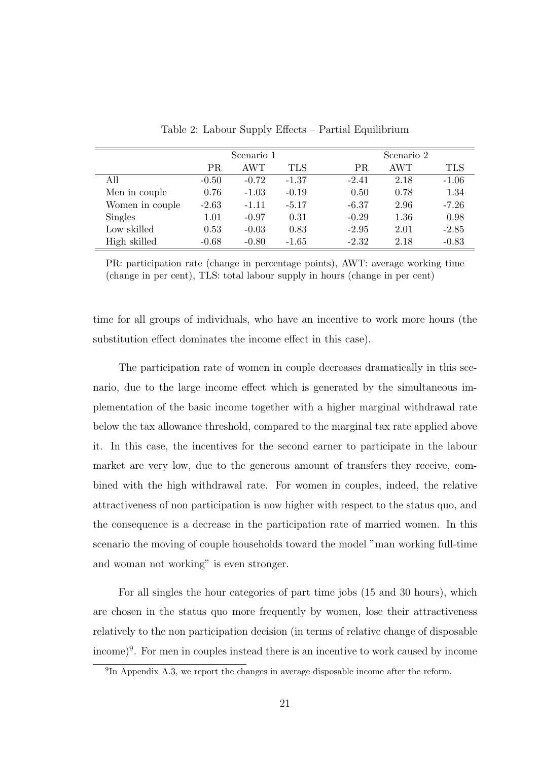Table 2: Labour Supply Effects – Partial Equilibrium

| | Scenario 1 | | | Scenario 2 | | |
|---|---|---|---|---|---|---|
| | PR | AWT | TLS | PR | AWT | TLS |
| All | -0.50 | -0.72 | -1.37 | -2.41 | 2.18 | -1.06 |
| Men in couple | 0.76 | -1.03 | -0.19 | 0.50 | 0.78 | 1.34 |
| Women in couple | -2.63 | -1.11 | -5.17 | -6.37 | 2.96 | -7.26 |
| Singles | 1.01 | -0.97 | 0.31 | -0.29 | 1.36 | 0.98 |
| Low skilled | 0.53 | -0.03 | 0.83 | -2.95 | 2.01 | -2.85 |
| High skilled | -0.68 | -0.80 | -1.65 | -2.32 | 2.18 | -0.83 |

PR: participation rate (change in percentage points), AWT: average working time (change in per cent), TLS: total labour supply in hours (change in per cent)

time for all groups of individuals, who have an incentive to work more hours (the substitution effect dominates the income effect in this case).

The participation rate of women in couple decreases dramatically in this scenario, due to the large income effect which is generated by the simultaneous implementation of the basic income together with a higher marginal withdrawal rate below the tax allowance threshold, compared to the marginal tax rate applied above it. In this case, the incentives for the second earner to participate in the labour market are very low, due to the generous amount of transfers they receive, combined with the high withdrawal rate. For women in couples, indeed, the relative attractiveness of non participation is now higher with respect to the status quo, and the consequence is a decrease in the participation rate of married women. In this scenario the moving of couple households toward the model "man working full-time and woman not working" is even stronger.

For all singles the hour categories of part time jobs (15 and 30 hours), which are chosen in the status quo more frequently by women, lose their attractiveness relatively to the non participation decision (in terms of relative change of disposable income)[9]. For men in couples instead there is an incentive to work caused by income

[9] In Appendix A.3, we report the changes in average disposable income after the reform.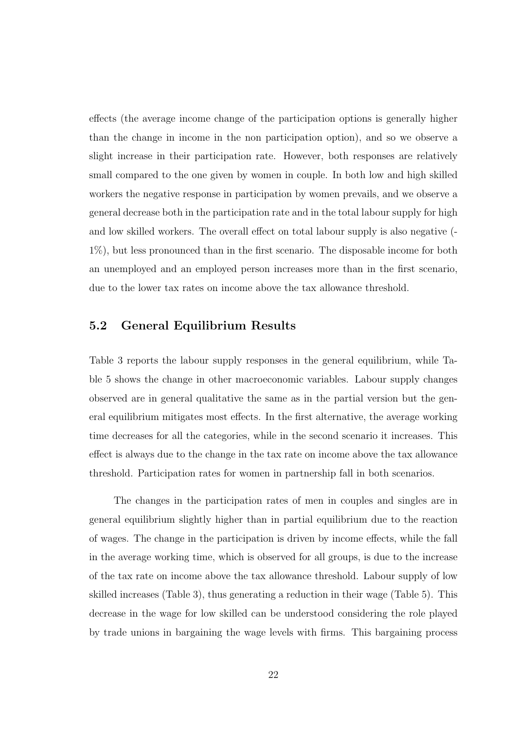effects (the average income change of the participation options is generally higher than the change in income in the non participation option), and so we observe a slight increase in their participation rate. However, both responses are relatively small compared to the one given by women in couple. In both low and high skilled workers the negative response in participation by women prevails, and we observe a general decrease both in the participation rate and in the total labour supply for high and low skilled workers. The overall effect on total labour supply is also negative (-1%), but less pronounced than in the first scenario. The disposable income for both an unemployed and an employed person increases more than in the first scenario, due to the lower tax rates on income above the tax allowance threshold.

## 5.2 General Equilibrium Results

Table 3 reports the labour supply responses in the general equilibrium, while Table 5 shows the change in other macroeconomic variables. Labour supply changes observed are in general qualitative the same as in the partial version but the general equilibrium mitigates most effects. In the first alternative, the average working time decreases for all the categories, while in the second scenario it increases. This effect is always due to the change in the tax rate on income above the tax allowance threshold. Participation rates for women in partnership fall in both scenarios.

The changes in the participation rates of men in couples and singles are in general equilibrium slightly higher than in partial equilibrium due to the reaction of wages. The change in the participation is driven by income effects, while the fall in the average working time, which is observed for all groups, is due to the increase of the tax rate on income above the tax allowance threshold. Labour supply of low skilled increases (Table 3), thus generating a reduction in their wage (Table 5). This decrease in the wage for low skilled can be understood considering the role played by trade unions in bargaining the wage levels with firms. This bargaining process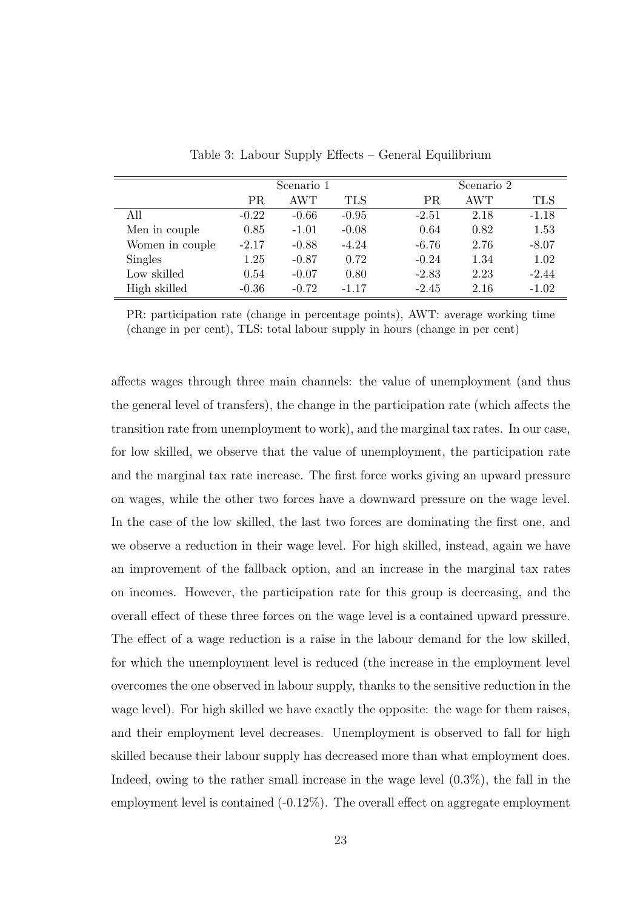Table 3: Labour Supply Effects – General Equilibrium

| | Scenario 1 | | | Scenario 2 | | |
|---|---|---|---|---|---|---|
| | PR | AWT | TLS | PR | AWT | TLS |
| All | -0.22 | -0.66 | -0.95 | -2.51 | 2.18 | -1.18 |
| Men in couple | 0.85 | -1.01 | -0.08 | 0.64 | 0.82 | 1.53 |
| Women in couple | -2.17 | -0.88 | -4.24 | -6.76 | 2.76 | -8.07 |
| Singles | 1.25 | -0.87 | 0.72 | -0.24 | 1.34 | 1.02 |
| Low skilled | 0.54 | -0.07 | 0.80 | -2.83 | 2.23 | -2.44 |
| High skilled | -0.36 | -0.72 | -1.17 | -2.45 | 2.16 | -1.02 |

PR: participation rate (change in percentage points), AWT: average working time (change in per cent), TLS: total labour supply in hours (change in per cent)

affects wages through three main channels: the value of unemployment (and thus the general level of transfers), the change in the participation rate (which affects the transition rate from unemployment to work), and the marginal tax rates. In our case, for low skilled, we observe that the value of unemployment, the participation rate and the marginal tax rate increase. The first force works giving an upward pressure on wages, while the other two forces have a downward pressure on the wage level. In the case of the low skilled, the last two forces are dominating the first one, and we observe a reduction in their wage level. For high skilled, instead, again we have an improvement of the fallback option, and an increase in the marginal tax rates on incomes. However, the participation rate for this group is decreasing, and the overall effect of these three forces on the wage level is a contained upward pressure. The effect of a wage reduction is a raise in the labour demand for the low skilled, for which the unemployment level is reduced (the increase in the employment level overcomes the one observed in labour supply, thanks to the sensitive reduction in the wage level). For high skilled we have exactly the opposite: the wage for them raises, and their employment level decreases. Unemployment is observed to fall for high skilled because their labour supply has decreased more than what employment does. Indeed, owing to the rather small increase in the wage level (0.3%), the fall in the employment level is contained (-0.12%). The overall effect on aggregate employment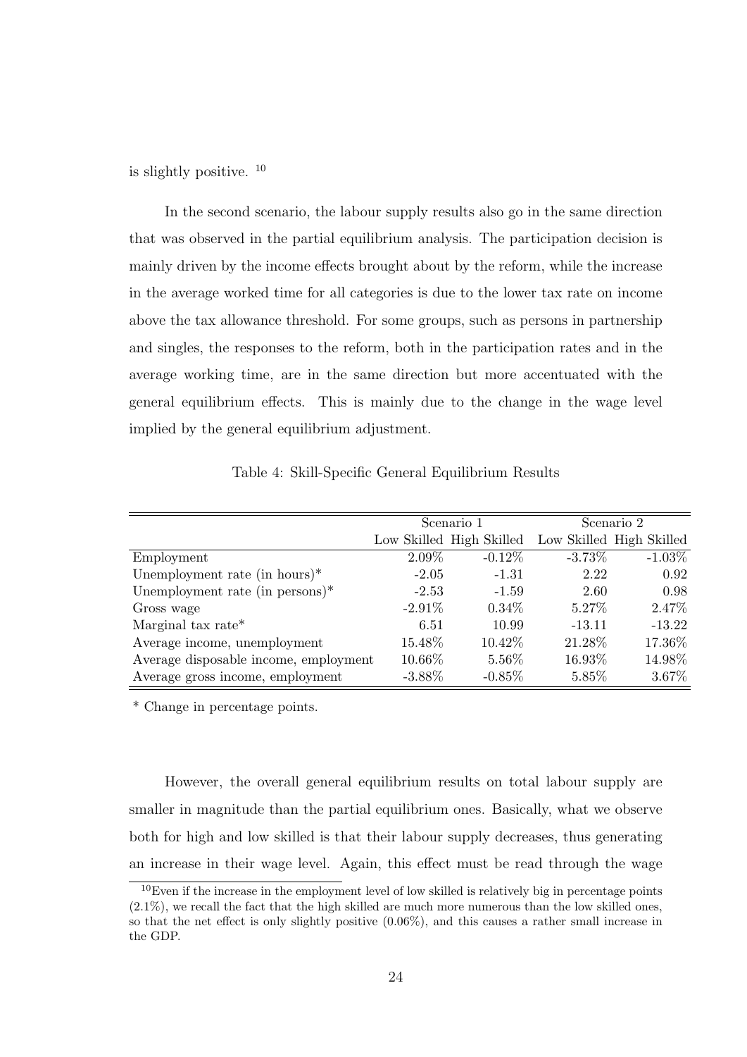is slightly positive. [10]

In the second scenario, the labour supply results also go in the same direction that was observed in the partial equilibrium analysis. The participation decision is mainly driven by the income effects brought about by the reform, while the increase in the average worked time for all categories is due to the lower tax rate on income above the tax allowance threshold. For some groups, such as persons in partnership and singles, the responses to the reform, both in the participation rates and in the average working time, are in the same direction but more accentuated with the general equilibrium effects. This is mainly due to the change in the wage level implied by the general equilibrium adjustment.

Table 4: Skill-Specific General Equilibrium Results

| | Scenario 1 | | Scenario 2 | |
|---|---|---|---|---|
| | Low Skilled | High Skilled | Low Skilled | High Skilled |
| Employment | 2.09% | -0.12% | -3.73% | -1.03% |
| Unemployment rate (in hours)* | -2.05 | -1.31 | 2.22 | 0.92 |
| Unemployment rate (in persons)* | -2.53 | -1.59 | 2.60 | 0.98 |
| Gross wage | -2.91% | 0.34% | 5.27% | 2.47% |
| Marginal tax rate* | 6.51 | 10.99 | -13.11 | -13.22 |
| Average income, unemployment | 15.48% | 10.42% | 21.28% | 17.36% |
| Average disposable income, employment | 10.66% | 5.56% | 16.93% | 14.98% |
| Average gross income, employment | -3.88% | -0.85% | 5.85% | 3.67% |

* Change in percentage points.

However, the overall general equilibrium results on total labour supply are smaller in magnitude than the partial equilibrium ones. Basically, what we observe both for high and low skilled is that their labour supply decreases, thus generating an increase in their wage level. Again, this effect must be read through the wage

[10] Even if the increase in the employment level of low skilled is relatively big in percentage points (2.1%), we recall the fact that the high skilled are much more numerous than the low skilled ones, so that the net effect is only slightly positive (0.06%), and this causes a rather small increase in the GDP.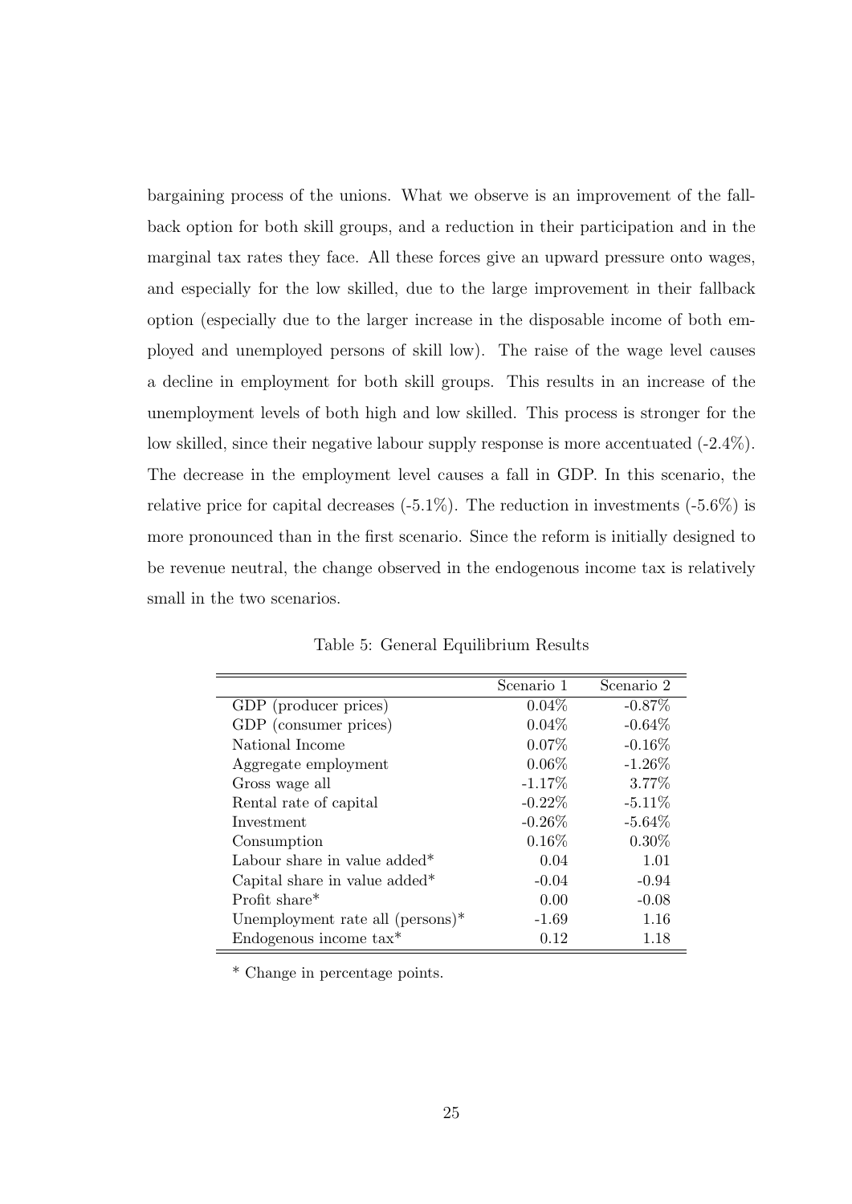bargaining process of the unions. What we observe is an improvement of the fallback option for both skill groups, and a reduction in their participation and in the marginal tax rates they face. All these forces give an upward pressure onto wages, and especially for the low skilled, due to the large improvement in their fallback option (especially due to the larger increase in the disposable income of both employed and unemployed persons of skill low). The raise of the wage level causes a decline in employment for both skill groups. This results in an increase of the unemployment levels of both high and low skilled. This process is stronger for the low skilled, since their negative labour supply response is more accentuated (-2.4%). The decrease in the employment level causes a fall in GDP. In this scenario, the relative price for capital decreases (-5.1%). The reduction in investments (-5.6%) is more pronounced than in the first scenario. Since the reform is initially designed to be revenue neutral, the change observed in the endogenous income tax is relatively small in the two scenarios.

Table 5: General Equilibrium Results

| | Scenario 1 | Scenario 2 |
|---|---|---|
| GDP (producer prices) | 0.04% | -0.87% |
| GDP (consumer prices) | 0.04% | -0.64% |
| National Income | 0.07% | -0.16% |
| Aggregate employment | 0.06% | -1.26% |
| Gross wage all | -1.17% | 3.77% |
| Rental rate of capital | -0.22% | -5.11% |
| Investment | -0.26% | -5.64% |
| Consumption | 0.16% | 0.30% |
| Labour share in value added* | 0.04 | 1.01 |
| Capital share in value added* | -0.04 | -0.94 |
| Profit share* | 0.00 | -0.08 |
| Unemployment rate all (persons)* | -1.69 | 1.16 |
| Endogenous income tax* | 0.12 | 1.18 |

* Change in percentage points.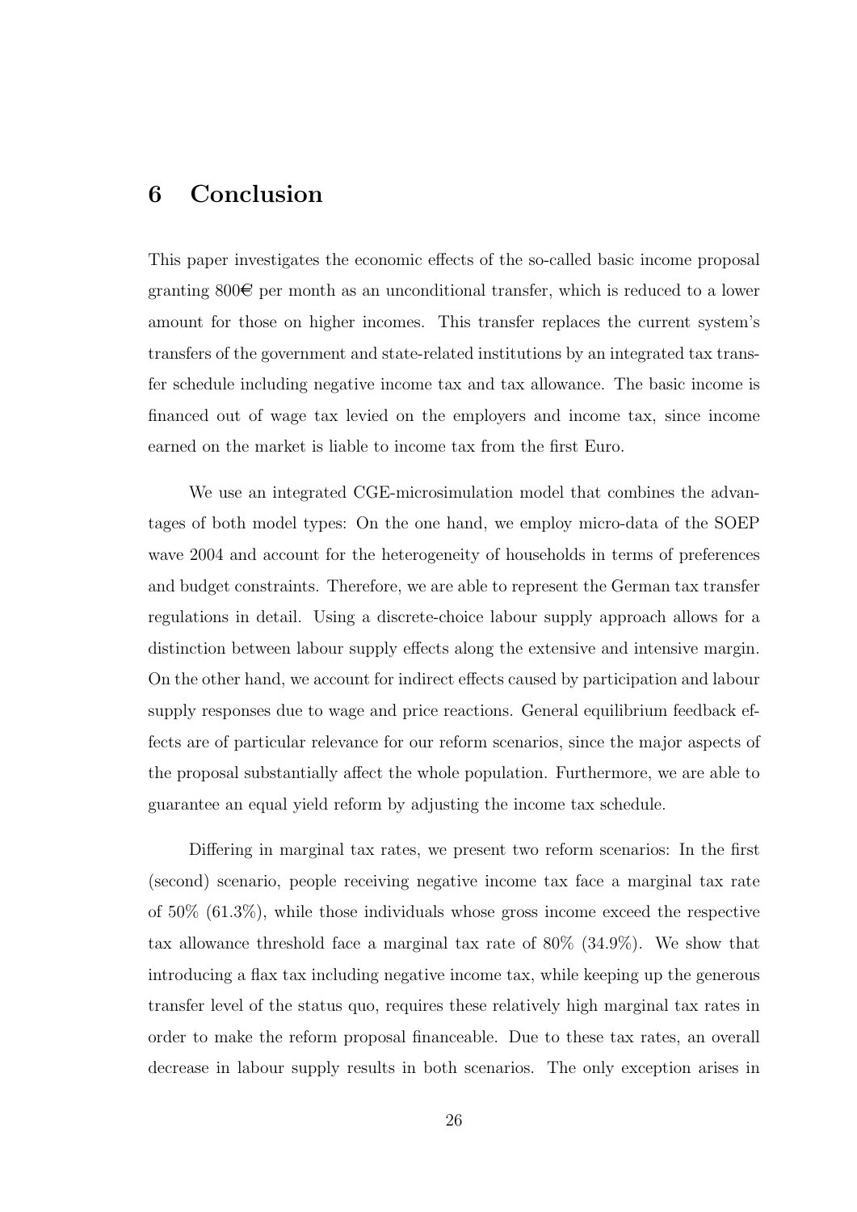# 6 Conclusion

This paper investigates the economic effects of the so-called basic income proposal granting 800€ per month as an unconditional transfer, which is reduced to a lower amount for those on higher incomes. This transfer replaces the current system's transfers of the government and state-related institutions by an integrated tax transfer schedule including negative income tax and tax allowance. The basic income is financed out of wage tax levied on the employers and income tax, since income earned on the market is liable to income tax from the first Euro.

We use an integrated CGE-microsimulation model that combines the advantages of both model types: On the one hand, we employ micro-data of the SOEP wave 2004 and account for the heterogeneity of households in terms of preferences and budget constraints. Therefore, we are able to represent the German tax transfer regulations in detail. Using a discrete-choice labour supply approach allows for a distinction between labour supply effects along the extensive and intensive margin. On the other hand, we account for indirect effects caused by participation and labour supply responses due to wage and price reactions. General equilibrium feedback effects are of particular relevance for our reform scenarios, since the major aspects of the proposal substantially affect the whole population. Furthermore, we are able to guarantee an equal yield reform by adjusting the income tax schedule.

Differing in marginal tax rates, we present two reform scenarios: In the first (second) scenario, people receiving negative income tax face a marginal tax rate of 50% (61.3%), while those individuals whose gross income exceed the respective tax allowance threshold face a marginal tax rate of 80% (34.9%). We show that introducing a flax tax including negative income tax, while keeping up the generous transfer level of the status quo, requires these relatively high marginal tax rates in order to make the reform proposal financeable. Due to these tax rates, an overall decrease in labour supply results in both scenarios. The only exception arises in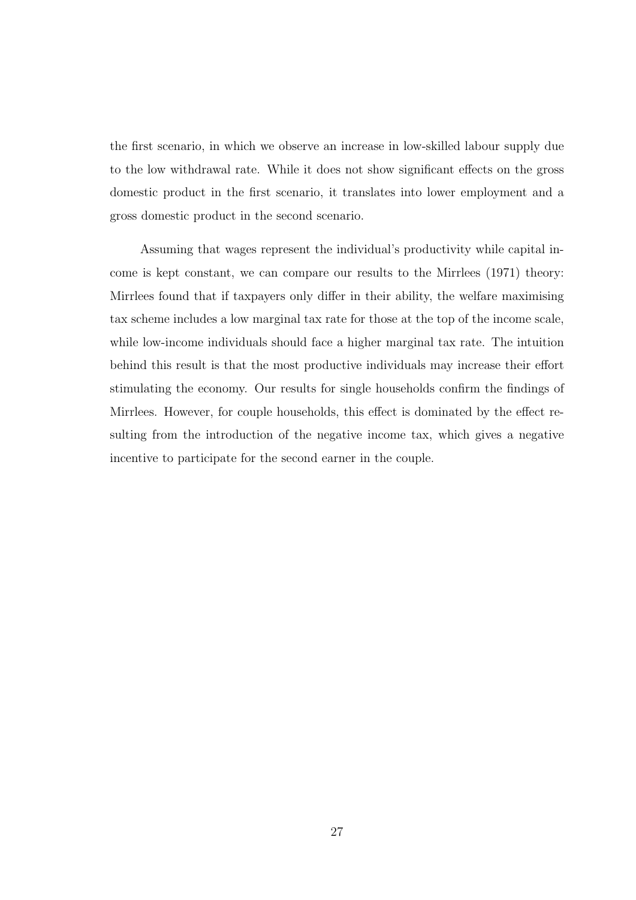the first scenario, in which we observe an increase in low-skilled labour supply due to the low withdrawal rate. While it does not show significant effects on the gross domestic product in the first scenario, it translates into lower employment and a gross domestic product in the second scenario.

Assuming that wages represent the individual's productivity while capital income is kept constant, we can compare our results to the Mirrlees (1971) theory: Mirrlees found that if taxpayers only differ in their ability, the welfare maximising tax scheme includes a low marginal tax rate for those at the top of the income scale, while low-income individuals should face a higher marginal tax rate. The intuition behind this result is that the most productive individuals may increase their effort stimulating the economy. Our results for single households confirm the findings of Mirrlees. However, for couple households, this effect is dominated by the effect resulting from the introduction of the negative income tax, which gives a negative incentive to participate for the second earner in the couple.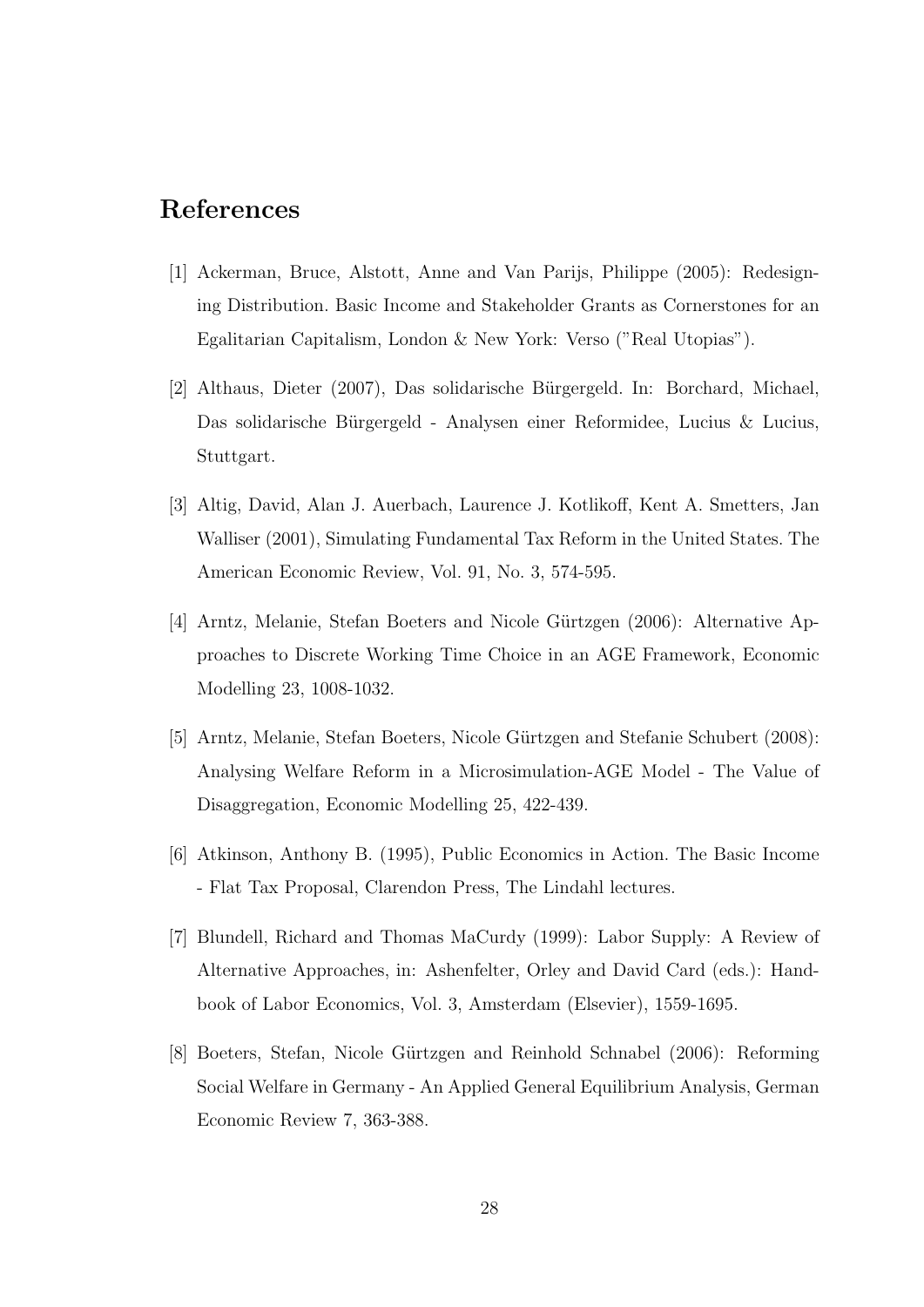## References

[1] Ackerman, Bruce, Alstott, Anne and Van Parijs, Philippe (2005): Redesigning Distribution. Basic Income and Stakeholder Grants as Cornerstones for an Egalitarian Capitalism, London & New York: Verso ("Real Utopias").

[2] Althaus, Dieter (2007), Das solidarische Bürgergeld. In: Borchard, Michael, Das solidarische Bürgergeld - Analysen einer Reformidee, Lucius & Lucius, Stuttgart.

[3] Altig, David, Alan J. Auerbach, Laurence J. Kotlikoff, Kent A. Smetters, Jan Walliser (2001), Simulating Fundamental Tax Reform in the United States. The American Economic Review, Vol. 91, No. 3, 574-595.

[4] Arntz, Melanie, Stefan Boeters and Nicole Gürtzgen (2006): Alternative Approaches to Discrete Working Time Choice in an AGE Framework, Economic Modelling 23, 1008-1032.

[5] Arntz, Melanie, Stefan Boeters, Nicole Gürtzgen and Stefanie Schubert (2008): Analysing Welfare Reform in a Microsimulation-AGE Model - The Value of Disaggregation, Economic Modelling 25, 422-439.

[6] Atkinson, Anthony B. (1995), Public Economics in Action. The Basic Income - Flat Tax Proposal, Clarendon Press, The Lindahl lectures.

[7] Blundell, Richard and Thomas MaCurdy (1999): Labor Supply: A Review of Alternative Approaches, in: Ashenfelter, Orley and David Card (eds.): Handbook of Labor Economics, Vol. 3, Amsterdam (Elsevier), 1559-1695.

[8] Boeters, Stefan, Nicole Gürtzgen and Reinhold Schnabel (2006): Reforming Social Welfare in Germany - An Applied General Equilibrium Analysis, German Economic Review 7, 363-388.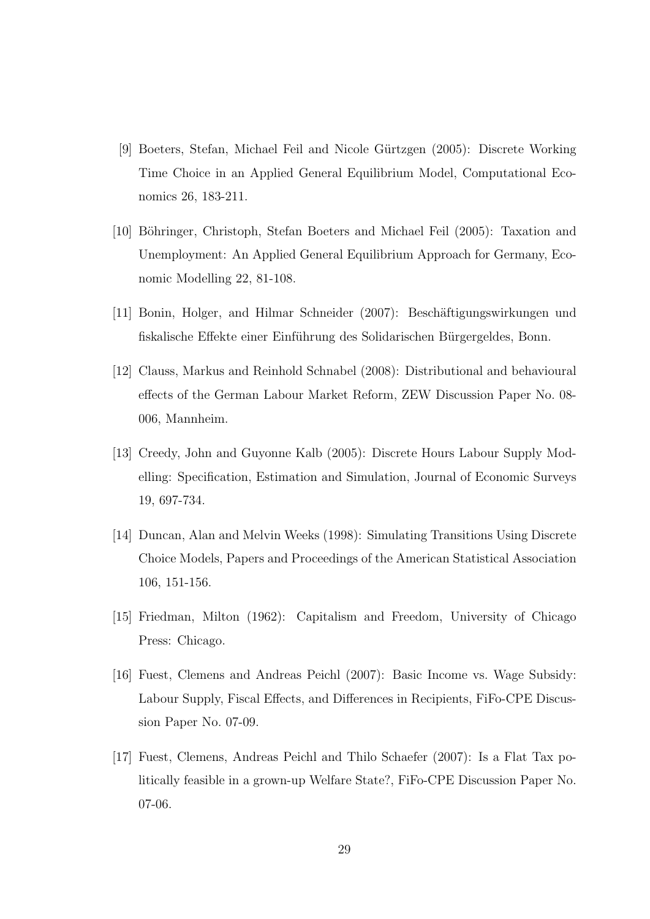[9] Boeters, Stefan, Michael Feil and Nicole Gürtzgen (2005): Discrete Working Time Choice in an Applied General Equilibrium Model, Computational Economics 26, 183-211.

[10] Böhringer, Christoph, Stefan Boeters and Michael Feil (2005): Taxation and Unemployment: An Applied General Equilibrium Approach for Germany, Economic Modelling 22, 81-108.

[11] Bonin, Holger, and Hilmar Schneider (2007): Beschäftigungswirkungen und fiskalische Effekte einer Einführung des Solidarischen Bürgergeldes, Bonn.

[12] Clauss, Markus and Reinhold Schnabel (2008): Distributional and behavioural effects of the German Labour Market Reform, ZEW Discussion Paper No. 08-006, Mannheim.

[13] Creedy, John and Guyonne Kalb (2005): Discrete Hours Labour Supply Modelling: Specification, Estimation and Simulation, Journal of Economic Surveys 19, 697-734.

[14] Duncan, Alan and Melvin Weeks (1998): Simulating Transitions Using Discrete Choice Models, Papers and Proceedings of the American Statistical Association 106, 151-156.

[15] Friedman, Milton (1962): Capitalism and Freedom, University of Chicago Press: Chicago.

[16] Fuest, Clemens and Andreas Peichl (2007): Basic Income vs. Wage Subsidy: Labour Supply, Fiscal Effects, and Differences in Recipients, FiFo-CPE Discussion Paper No. 07-09.

[17] Fuest, Clemens, Andreas Peichl and Thilo Schaefer (2007): Is a Flat Tax politically feasible in a grown-up Welfare State?, FiFo-CPE Discussion Paper No. 07-06.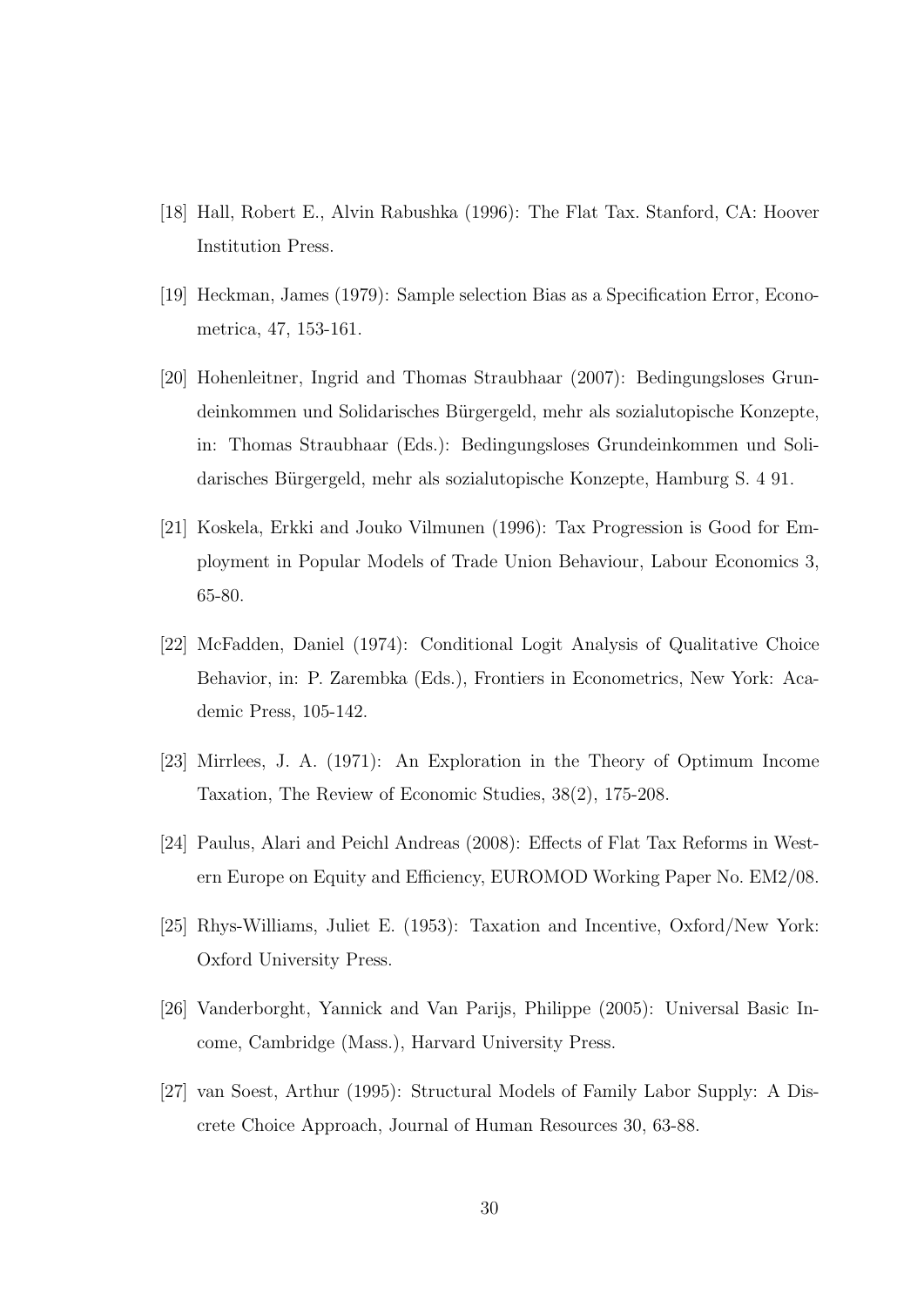[18] Hall, Robert E., Alvin Rabushka (1996): The Flat Tax. Stanford, CA: Hoover Institution Press.

[19] Heckman, James (1979): Sample selection Bias as a Specification Error, Econometrica, 47, 153-161.

[20] Hohenleitner, Ingrid and Thomas Straubhaar (2007): Bedingungsloses Grundeinkommen und Solidarisches Bürgergeld, mehr als sozialutopische Konzepte, in: Thomas Straubhaar (Eds.): Bedingungsloses Grundeinkommen und Solidarisches Bürgergeld, mehr als sozialutopische Konzepte, Hamburg S. 4 91.

[21] Koskela, Erkki and Jouko Vilmunen (1996): Tax Progression is Good for Employment in Popular Models of Trade Union Behaviour, Labour Economics 3, 65-80.

[22] McFadden, Daniel (1974): Conditional Logit Analysis of Qualitative Choice Behavior, in: P. Zarembka (Eds.), Frontiers in Econometrics, New York: Academic Press, 105-142.

[23] Mirrlees, J. A. (1971): An Exploration in the Theory of Optimum Income Taxation, The Review of Economic Studies, 38(2), 175-208.

[24] Paulus, Alari and Peichl Andreas (2008): Effects of Flat Tax Reforms in Western Europe on Equity and Efficiency, EUROMOD Working Paper No. EM2/08.

[25] Rhys-Williams, Juliet E. (1953): Taxation and Incentive, Oxford/New York: Oxford University Press.

[26] Vanderborght, Yannick and Van Parijs, Philippe (2005): Universal Basic Income, Cambridge (Mass.), Harvard University Press.

[27] van Soest, Arthur (1995): Structural Models of Family Labor Supply: A Discrete Choice Approach, Journal of Human Resources 30, 63-88.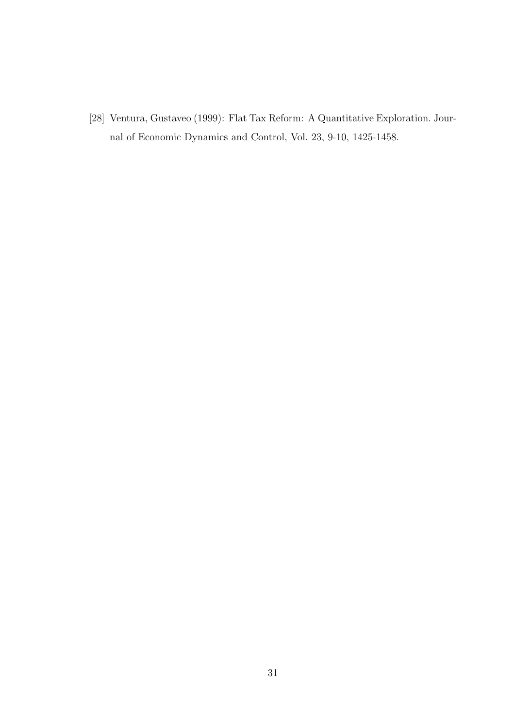[28] Ventura, Gustaveo (1999): Flat Tax Reform: A Quantitative Exploration. Journal of Economic Dynamics and Control, Vol. 23, 9-10, 1425-1458.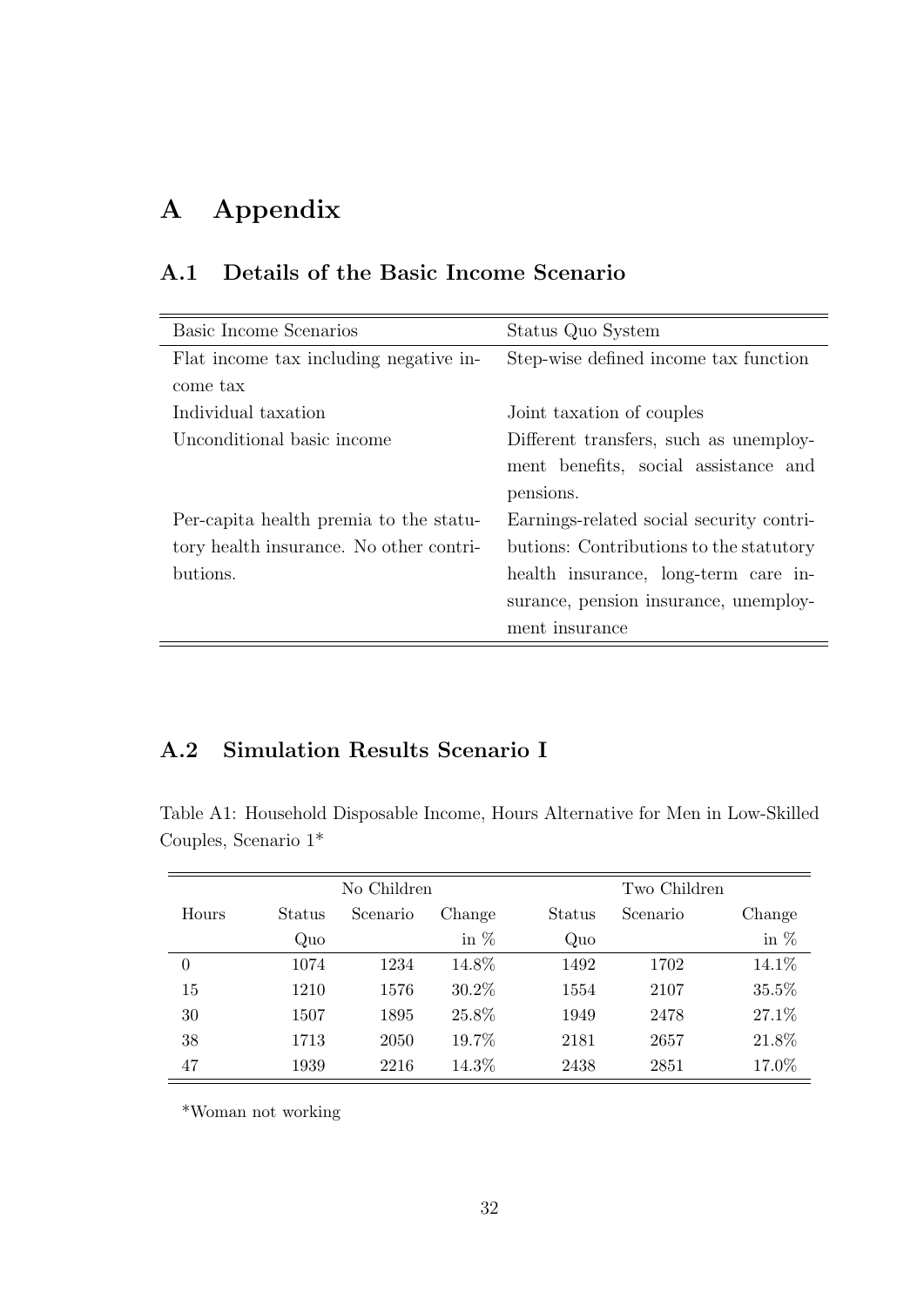# A Appendix

## A.1 Details of the Basic Income Scenario

| Basic Income Scenarios | Status Quo System |
|---|---|
| Flat income tax including negative income tax | Step-wise defined income tax function |
| Individual taxation | Joint taxation of couples |
| Unconditional basic income | Different transfers, such as unemployment benefits, social assistance and pensions. |
| Per-capita health premia to the statutory health insurance. No other contributions. | Earnings-related social security contributions: Contributions to the statutory health insurance, long-term care insurance, pension insurance, unemployment insurance |

## A.2 Simulation Results Scenario I

Table A1: Household Disposable Income, Hours Alternative for Men in Low-Skilled Couples, Scenario 1*

| | No Children | | | Two Children | | |
|---|---|---|---|---|---|---|
| Hours | Status Quo | Scenario | Change in % | Status Quo | Scenario | Change in % |
| 0 | 1074 | 1234 | 14.8% | 1492 | 1702 | 14.1% |
| 15 | 1210 | 1576 | 30.2% | 1554 | 2107 | 35.5% |
| 30 | 1507 | 1895 | 25.8% | 1949 | 2478 | 27.1% |
| 38 | 1713 | 2050 | 19.7% | 2181 | 2657 | 21.8% |
| 47 | 1939 | 2216 | 14.3% | 2438 | 2851 | 17.0% |

*Woman not working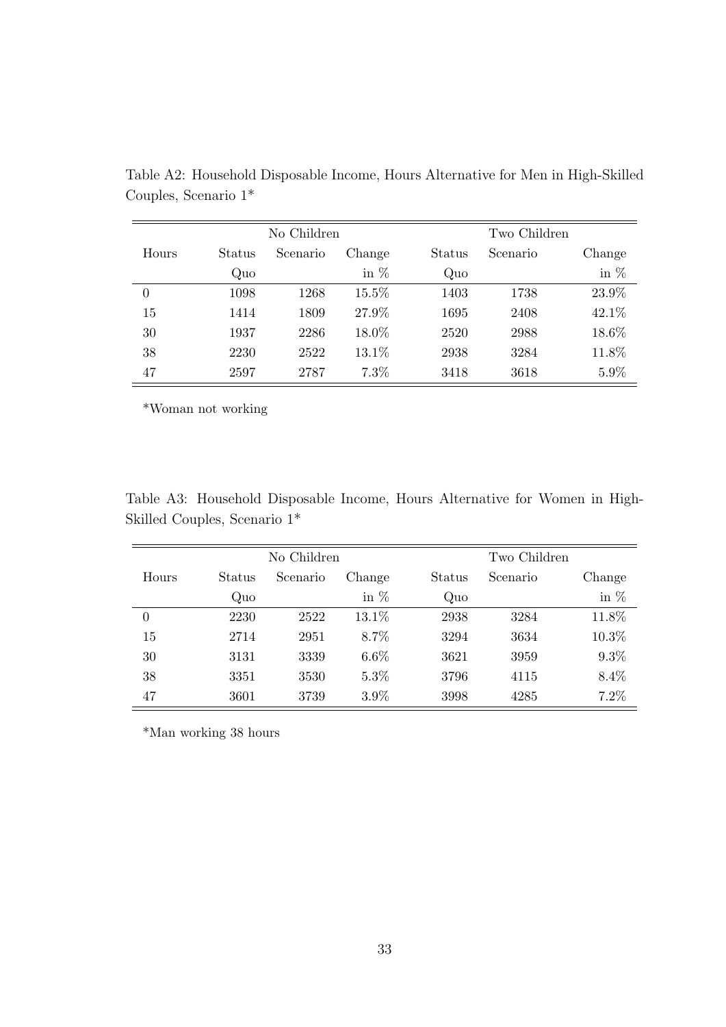Table A2: Household Disposable Income, Hours Alternative for Men in High-Skilled Couples, Scenario 1*

| | No Children | | | Two Children | | |
|---|---|---|---|---|---|---|
| Hours | Status Quo | Scenario | Change in % | Status Quo | Scenario | Change in % |
| 0 | 1098 | 1268 | 15.5% | 1403 | 1738 | 23.9% |
| 15 | 1414 | 1809 | 27.9% | 1695 | 2408 | 42.1% |
| 30 | 1937 | 2286 | 18.0% | 2520 | 2988 | 18.6% |
| 38 | 2230 | 2522 | 13.1% | 2938 | 3284 | 11.8% |
| 47 | 2597 | 2787 | 7.3% | 3418 | 3618 | 5.9% |

*Woman not working

Table A3: Household Disposable Income, Hours Alternative for Women in High-Skilled Couples, Scenario 1*

| | No Children | | | Two Children | | |
|---|---|---|---|---|---|---|
| Hours | Status Quo | Scenario | Change in % | Status Quo | Scenario | Change in % |
| 0 | 2230 | 2522 | 13.1% | 2938 | 3284 | 11.8% |
| 15 | 2714 | 2951 | 8.7% | 3294 | 3634 | 10.3% |
| 30 | 3131 | 3339 | 6.6% | 3621 | 3959 | 9.3% |
| 38 | 3351 | 3530 | 5.3% | 3796 | 4115 | 8.4% |
| 47 | 3601 | 3739 | 3.9% | 3998 | 4285 | 7.2% |

*Man working 38 hours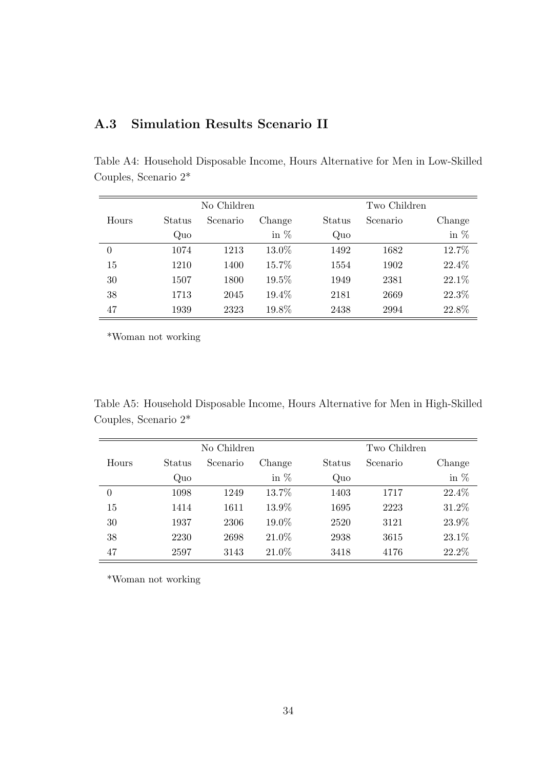## A.3 Simulation Results Scenario II

Table A4: Household Disposable Income, Hours Alternative for Men in Low-Skilled Couples, Scenario 2*

| | No Children | | | Two Children | | |
|---|---|---|---|---|---|---|
| Hours | Status Quo | Scenario | Change in % | Status Quo | Scenario | Change in % |
| 0 | 1074 | 1213 | 13.0% | 1492 | 1682 | 12.7% |
| 15 | 1210 | 1400 | 15.7% | 1554 | 1902 | 22.4% |
| 30 | 1507 | 1800 | 19.5% | 1949 | 2381 | 22.1% |
| 38 | 1713 | 2045 | 19.4% | 2181 | 2669 | 22.3% |
| 47 | 1939 | 2323 | 19.8% | 2438 | 2994 | 22.8% |

*Woman not working

Table A5: Household Disposable Income, Hours Alternative for Men in High-Skilled Couples, Scenario 2*

| | No Children | | | Two Children | | |
|---|---|---|---|---|---|---|
| Hours | Status Quo | Scenario | Change in % | Status Quo | Scenario | Change in % |
| 0 | 1098 | 1249 | 13.7% | 1403 | 1717 | 22.4% |
| 15 | 1414 | 1611 | 13.9% | 1695 | 2223 | 31.2% |
| 30 | 1937 | 2306 | 19.0% | 2520 | 3121 | 23.9% |
| 38 | 2230 | 2698 | 21.0% | 2938 | 3615 | 23.1% |
| 47 | 2597 | 3143 | 21.0% | 3418 | 4176 | 22.2% |

*Woman not working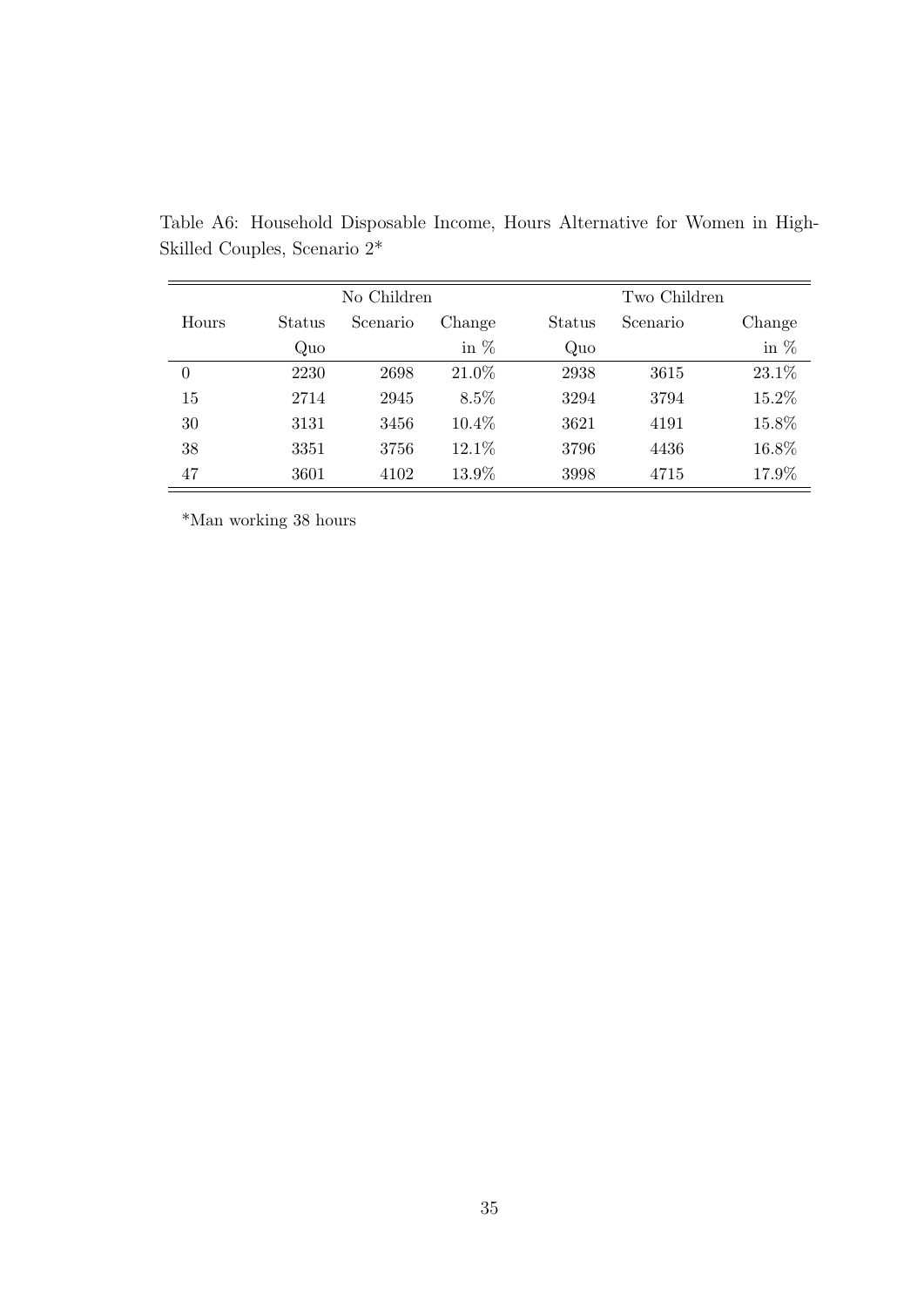Table A6: Household Disposable Income, Hours Alternative for Women in High-Skilled Couples, Scenario 2*

| | No Children | | | Two Children | | |
|---|---|---|---|---|---|---|
| Hours | Status Quo | Scenario | Change in % | Status Quo | Scenario | Change in % |
| 0 | 2230 | 2698 | 21.0% | 2938 | 3615 | 23.1% |
| 15 | 2714 | 2945 | 8.5% | 3294 | 3794 | 15.2% |
| 30 | 3131 | 3456 | 10.4% | 3621 | 4191 | 15.8% |
| 38 | 3351 | 3756 | 12.1% | 3796 | 4436 | 16.8% |
| 47 | 3601 | 4102 | 13.9% | 3998 | 4715 | 17.9% |

*Man working 38 hours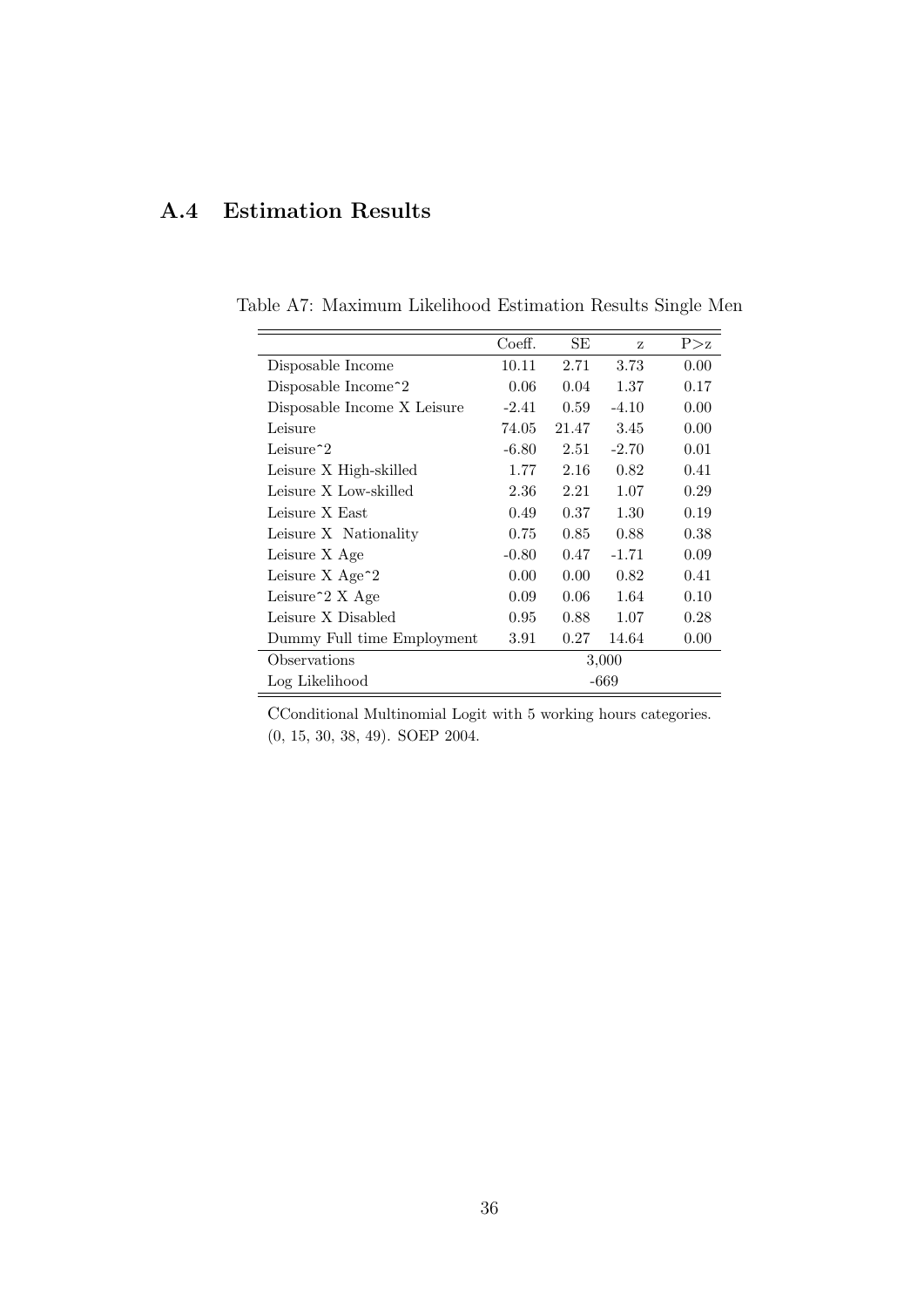## A.4 Estimation Results

Table A7: Maximum Likelihood Estimation Results Single Men

| | Coeff. | SE | z | P>z |
|---|---|---|---|---|
| Disposable Income | 10.11 | 2.71 | 3.73 | 0.00 |
| Disposable Income^2 | 0.06 | 0.04 | 1.37 | 0.17 |
| Disposable Income X Leisure | -2.41 | 0.59 | -4.10 | 0.00 |
| Leisure | 74.05 | 21.47 | 3.45 | 0.00 |
| Leisure^2 | -6.80 | 2.51 | -2.70 | 0.01 |
| Leisure X High-skilled | 1.77 | 2.16 | 0.82 | 0.41 |
| Leisure X Low-skilled | 2.36 | 2.21 | 1.07 | 0.29 |
| Leisure X East | 0.49 | 0.37 | 1.30 | 0.19 |
| Leisure X Nationality | 0.75 | 0.85 | 0.88 | 0.38 |
| Leisure X Age | -0.80 | 0.47 | -1.71 | 0.09 |
| Leisure X Age^2 | 0.00 | 0.00 | 0.82 | 0.41 |
| Leisure^2 X Age | 0.09 | 0.06 | 1.64 | 0.10 |
| Leisure X Disabled | 0.95 | 0.88 | 1.07 | 0.28 |
| Dummy Full time Employment | 3.91 | 0.27 | 14.64 | 0.00 |
| Observations | | 3,000 | | |
| Log Likelihood | | -669 | | |

CConditional Multinomial Logit with 5 working hours categories. (0, 15, 30, 38, 49). SOEP 2004.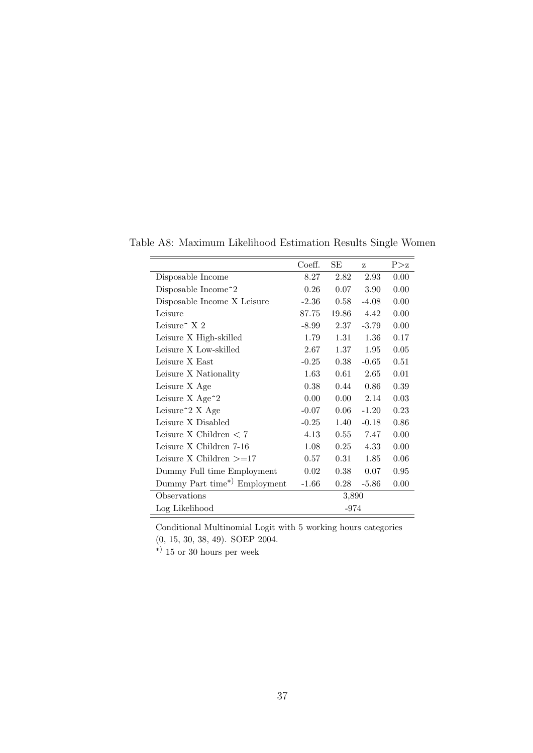Table A8: Maximum Likelihood Estimation Results Single Women

| | Coeff. | SE | z | P>z |
|---|---|---|---|---|
| Disposable Income | 8.27 | 2.82 | 2.93 | 0.00 |
| Disposable Income^2 | 0.26 | 0.07 | 3.90 | 0.00 |
| Disposable Income X Leisure | -2.36 | 0.58 | -4.08 | 0.00 |
| Leisure | 87.75 | 19.86 | 4.42 | 0.00 |
| Leisure^ X 2 | -8.99 | 2.37 | -3.79 | 0.00 |
| Leisure X High-skilled | 1.79 | 1.31 | 1.36 | 0.17 |
| Leisure X Low-skilled | 2.67 | 1.37 | 1.95 | 0.05 |
| Leisure X East | -0.25 | 0.38 | -0.65 | 0.51 |
| Leisure X Nationality | 1.63 | 0.61 | 2.65 | 0.01 |
| Leisure X Age | 0.38 | 0.44 | 0.86 | 0.39 |
| Leisure X Age^2 | 0.00 | 0.00 | 2.14 | 0.03 |
| Leisure^2 X Age | -0.07 | 0.06 | -1.20 | 0.23 |
| Leisure X Disabled | -0.25 | 1.40 | -0.18 | 0.86 |
| Leisure X Children < 7 | 4.13 | 0.55 | 7.47 | 0.00 |
| Leisure X Children 7-16 | 1.08 | 0.25 | 4.33 | 0.00 |
| Leisure X Children >=17 | 0.57 | 0.31 | 1.85 | 0.06 |
| Dummy Full time Employment | 0.02 | 0.38 | 0.07 | 0.95 |
| Dummy Part time*) Employment | -1.66 | 0.28 | -5.86 | 0.00 |
| Observations | | 3,890 | | |
| Log Likelihood | | -974 | | |

Conditional Multinomial Logit with 5 working hours categories (0, 15, 30, 38, 49). SOEP 2004.

*) 15 or 30 hours per week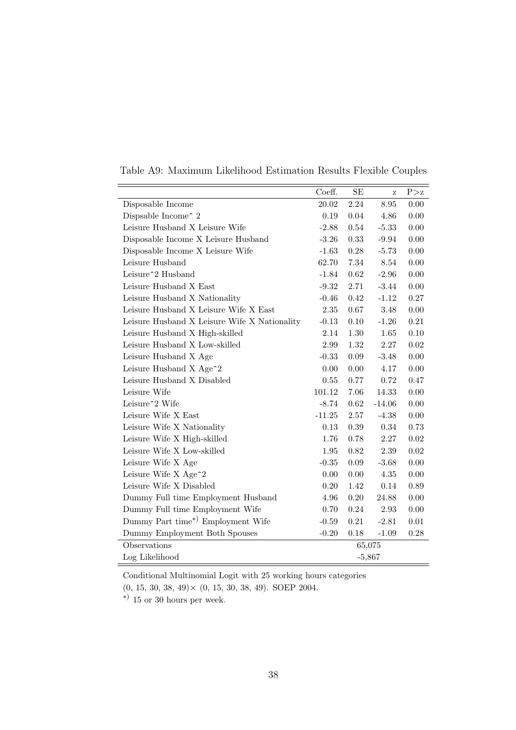Table A9: Maximum Likelihood Estimation Results Flexible Couples

| | Coeff. | SE | z | P>z |
|---|---|---|---|---|
| Disposable Income | 20.02 | 2.24 | 8.95 | 0.00 |
| Dispsable Income^ 2 | 0.19 | 0.04 | 4.86 | 0.00 |
| Leisure Husband X Leisure Wife | -2.88 | 0.54 | -5.33 | 0.00 |
| Disposable Income X Leisure Husband | -3.26 | 0.33 | -9.94 | 0.00 |
| Disposable Income X Leisure Wife | -1.63 | 0.28 | -5.73 | 0.00 |
| Leisure Husband | 62.70 | 7.34 | 8.54 | 0.00 |
| Leisure^2 Husband | -1.84 | 0.62 | -2.96 | 0.00 |
| Leisure Husband X East | -9.32 | 2.71 | -3.44 | 0.00 |
| Leisure Husband X Nationality | -0.46 | 0.42 | -1.12 | 0.27 |
| Leisure Husband X Leisure Wife X East | 2.35 | 0.67 | 3.48 | 0.00 |
| Leisure Husband X Leisure Wife X Nationality | -0.13 | 0.10 | -1.26 | 0.21 |
| Leisure Husband X High-skilled | 2.14 | 1.30 | 1.65 | 0.10 |
| Leisure Husband X Low-skilled | 2.99 | 1.32 | 2.27 | 0.02 |
| Leisure Husband X Age | -0.33 | 0.09 | -3.48 | 0.00 |
| Leisure Husband X Age^2 | 0.00 | 0.00 | 4.17 | 0.00 |
| Leisure Husband X Disabled | 0.55 | 0.77 | 0.72 | 0.47 |
| Leisure Wife | 101.12 | 7.06 | 14.33 | 0.00 |
| Leisure^2 Wife | -8.74 | 0.62 | -14.06 | 0.00 |
| Leisure Wife X East | -11.25 | 2.57 | -4.38 | 0.00 |
| Leisure Wife X Nationality | 0.13 | 0.39 | 0.34 | 0.73 |
| Leisure Wife X High-skilled | 1.76 | 0.78 | 2.27 | 0.02 |
| Leisure Wife X Low-skilled | 1.95 | 0.82 | 2.39 | 0.02 |
| Leisure Wife X Age | -0.35 | 0.09 | -3.68 | 0.00 |
| Leisure Wife X Age^2 | 0.00 | 0.00 | 4.35 | 0.00 |
| Leisure Wife X Disabled | 0.20 | 1.42 | 0.14 | 0.89 |
| Dummy Full time Employment Husband | 4.96 | 0.20 | 24.88 | 0.00 |
| Dummy Full time Employment Wife | 0.70 | 0.24 | 2.93 | 0.00 |
| Dummy Part time*) Employment Wife | -0.59 | 0.21 | -2.81 | 0.01 |
| Dummy Employment Both Spouses | -0.20 | 0.18 | -1.09 | 0.28 |
| Observations | | | 65,075 | |
| Log Likelihood | | | -5,867 | |

Conditional Multinomial Logit with 25 working hours categories
(0, 15, 30, 38, 49)× (0, 15, 30, 38, 49). SOEP 2004.
*) 15 or 30 hours per week.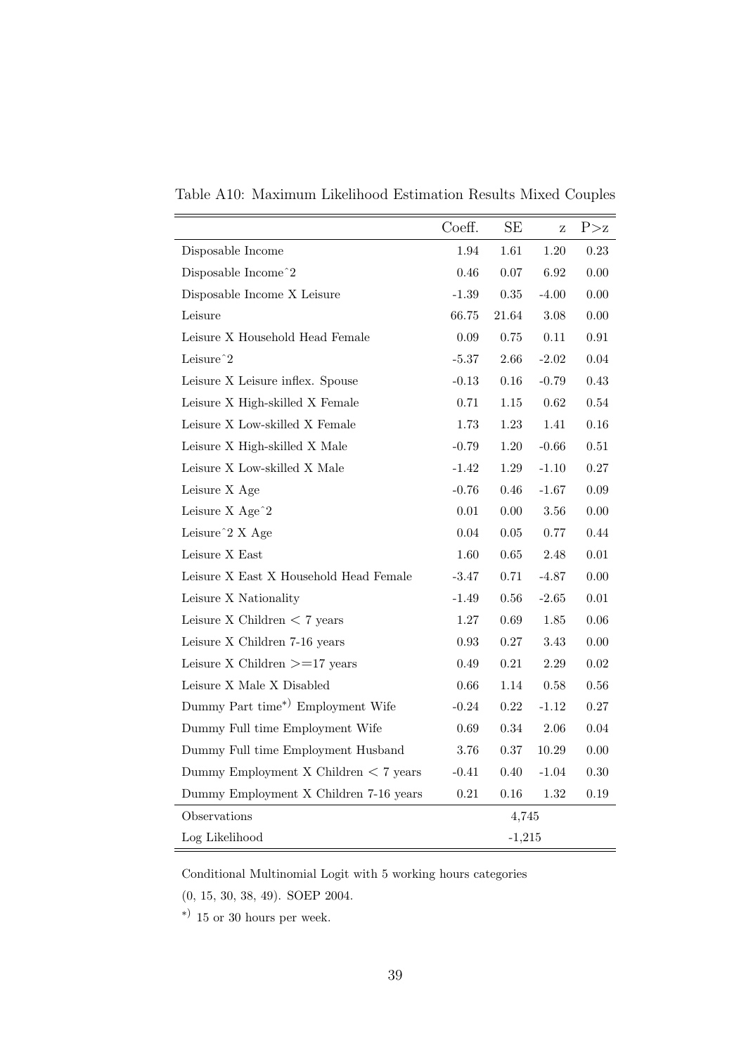Table A10: Maximum Likelihood Estimation Results Mixed Couples

| | Coeff. | SE | z | P>z |
|---|---|---|---|---|
| Disposable Income | 1.94 | 1.61 | 1.20 | 0.23 |
| Disposable Income^2 | 0.46 | 0.07 | 6.92 | 0.00 |
| Disposable Income X Leisure | -1.39 | 0.35 | -4.00 | 0.00 |
| Leisure | 66.75 | 21.64 | 3.08 | 0.00 |
| Leisure X Household Head Female | 0.09 | 0.75 | 0.11 | 0.91 |
| Leisure^2 | -5.37 | 2.66 | -2.02 | 0.04 |
| Leisure X Leisure inflex. Spouse | -0.13 | 0.16 | -0.79 | 0.43 |
| Leisure X High-skilled X Female | 0.71 | 1.15 | 0.62 | 0.54 |
| Leisure X Low-skilled X Female | 1.73 | 1.23 | 1.41 | 0.16 |
| Leisure X High-skilled X Male | -0.79 | 1.20 | -0.66 | 0.51 |
| Leisure X Low-skilled X Male | -1.42 | 1.29 | -1.10 | 0.27 |
| Leisure X Age | -0.76 | 0.46 | -1.67 | 0.09 |
| Leisure X Age^2 | 0.01 | 0.00 | 3.56 | 0.00 |
| Leisure^2 X Age | 0.04 | 0.05 | 0.77 | 0.44 |
| Leisure X East | 1.60 | 0.65 | 2.48 | 0.01 |
| Leisure X East X Household Head Female | -3.47 | 0.71 | -4.87 | 0.00 |
| Leisure X Nationality | -1.49 | 0.56 | -2.65 | 0.01 |
| Leisure X Children < 7 years | 1.27 | 0.69 | 1.85 | 0.06 |
| Leisure X Children 7-16 years | 0.93 | 0.27 | 3.43 | 0.00 |
| Leisure X Children >=17 years | 0.49 | 0.21 | 2.29 | 0.02 |
| Leisure X Male X Disabled | 0.66 | 1.14 | 0.58 | 0.56 |
| Dummy Part time*) Employment Wife | -0.24 | 0.22 | -1.12 | 0.27 |
| Dummy Full time Employment Wife | 0.69 | 0.34 | 2.06 | 0.04 |
| Dummy Full time Employment Husband | 3.76 | 0.37 | 10.29 | 0.00 |
| Dummy Employment X Children < 7 years | -0.41 | 0.40 | -1.04 | 0.30 |
| Dummy Employment X Children 7-16 years | 0.21 | 0.16 | 1.32 | 0.19 |
| Observations | | 4,745 | | |
| Log Likelihood | | -1,215 | | |

Conditional Multinomial Logit with 5 working hours categories

(0, 15, 30, 38, 49). SOEP 2004.

*) 15 or 30 hours per week.